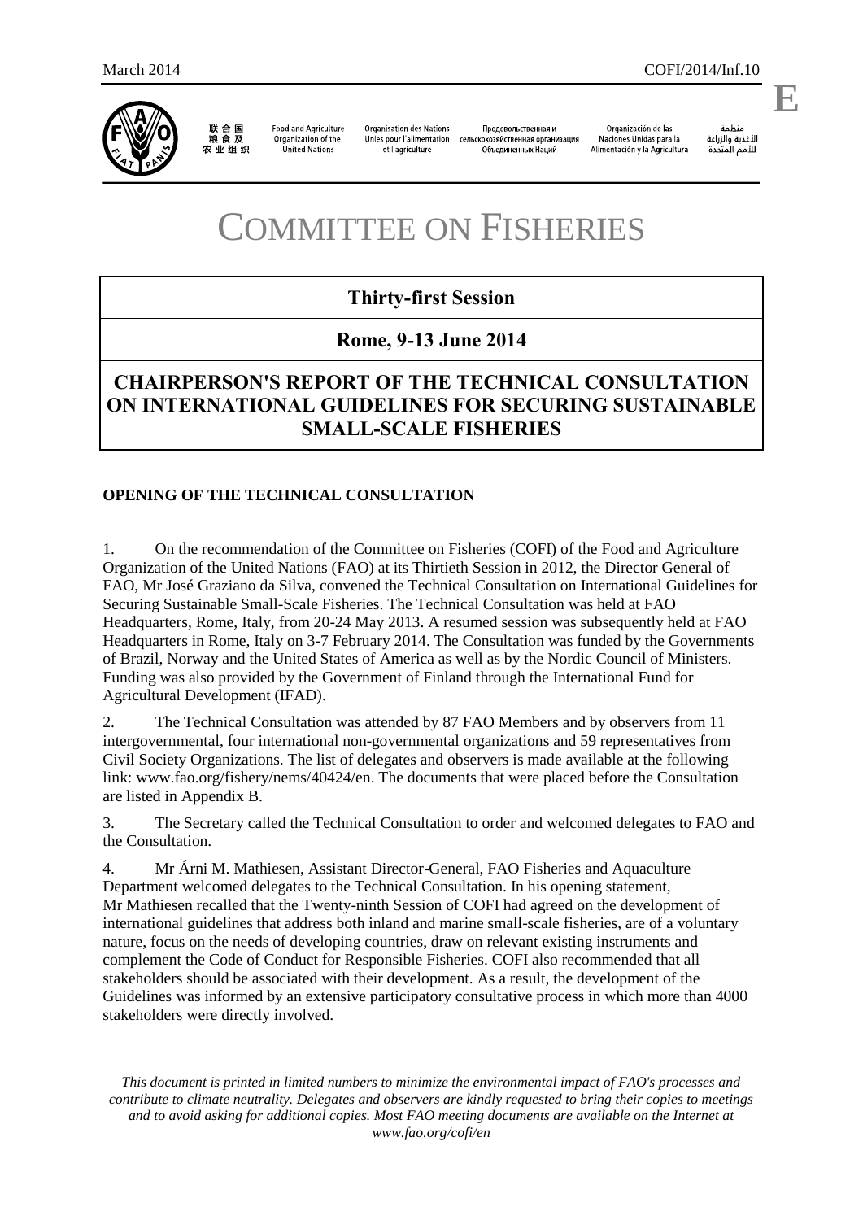March 2014 COFI/2014/Inf.10

联合国粮食及农业组织 | Food and Agriculture Organization of the United Nations | Organisation des Nations Unies pour l'alimentation et l'agriculture | Продовольственная и сельскохозяйственная организация Объединенных Наций | Organización de las Naciones Unidas para la Alimentación y la Agricultura | منظمة الأغذية والزراعة للأمم المتحدة

E

# COMMITTEE ON FISHERIES

## Thirty-first Session

## Rome, 9-13 June 2014

## CHAIRPERSON'S REPORT OF THE TECHNICAL CONSULTATION ON INTERNATIONAL GUIDELINES FOR SECURING SUSTAINABLE SMALL-SCALE FISHERIES

### OPENING OF THE TECHNICAL CONSULTATION

1. On the recommendation of the Committee on Fisheries (COFI) of the Food and Agriculture Organization of the United Nations (FAO) at its Thirtieth Session in 2012, the Director General of FAO, Mr José Graziano da Silva, convened the Technical Consultation on International Guidelines for Securing Sustainable Small-Scale Fisheries. The Technical Consultation was held at FAO Headquarters, Rome, Italy, from 20-24 May 2013. A resumed session was subsequently held at FAO Headquarters in Rome, Italy on 3-7 February 2014. The Consultation was funded by the Governments of Brazil, Norway and the United States of America as well as by the Nordic Council of Ministers. Funding was also provided by the Government of Finland through the International Fund for Agricultural Development (IFAD).

2. The Technical Consultation was attended by 87 FAO Members and by observers from 11 intergovernmental, four international non-governmental organizations and 59 representatives from Civil Society Organizations. The list of delegates and observers is made available at the following link: www.fao.org/fishery/nems/40424/en. The documents that were placed before the Consultation are listed in Appendix B.

3. The Secretary called the Technical Consultation to order and welcomed delegates to FAO and the Consultation.

4. Mr Árni M. Mathiesen, Assistant Director-General, FAO Fisheries and Aquaculture Department welcomed delegates to the Technical Consultation. In his opening statement, Mr Mathiesen recalled that the Twenty-ninth Session of COFI had agreed on the development of international guidelines that address both inland and marine small-scale fisheries, are of a voluntary nature, focus on the needs of developing countries, draw on relevant existing instruments and complement the Code of Conduct for Responsible Fisheries. COFI also recommended that all stakeholders should be associated with their development. As a result, the development of the Guidelines was informed by an extensive participatory consultative process in which more than 4000 stakeholders were directly involved.

*This document is printed in limited numbers to minimize the environmental impact of FAO's processes and contribute to climate neutrality. Delegates and observers are kindly requested to bring their copies to meetings and to avoid asking for additional copies. Most FAO meeting documents are available on the Internet at www.fao.org/cofi/en*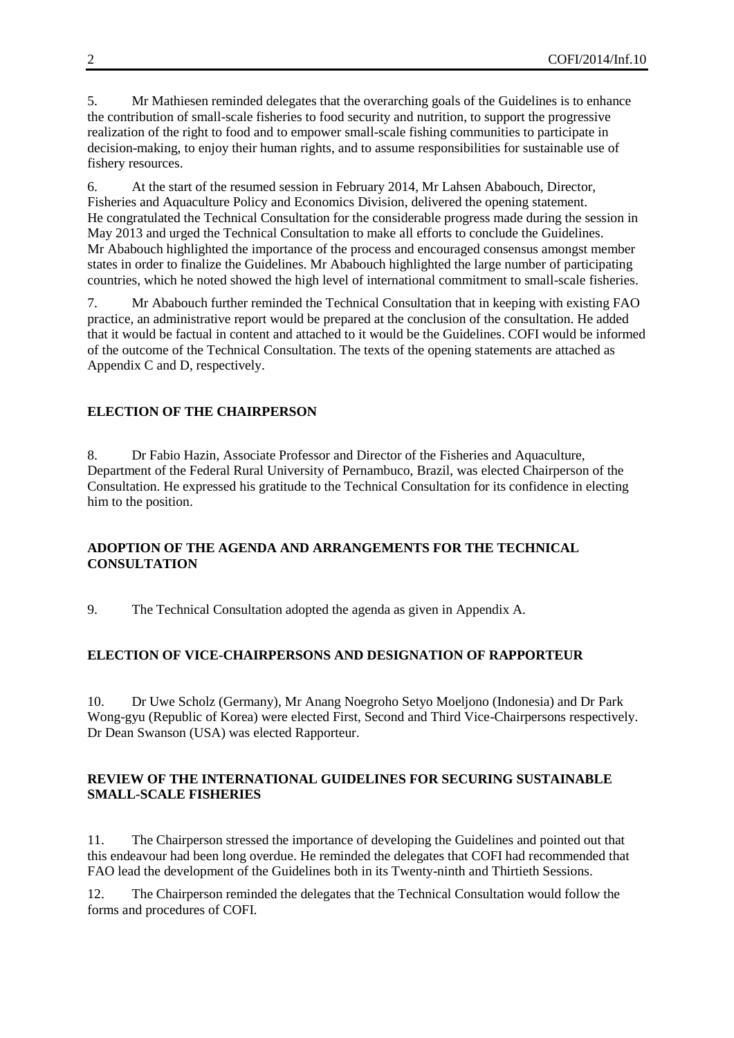5. Mr Mathiesen reminded delegates that the overarching goals of the Guidelines is to enhance the contribution of small-scale fisheries to food security and nutrition, to support the progressive realization of the right to food and to empower small-scale fishing communities to participate in decision-making, to enjoy their human rights, and to assume responsibilities for sustainable use of fishery resources.

6. At the start of the resumed session in February 2014, Mr Lahsen Ababouch, Director, Fisheries and Aquaculture Policy and Economics Division, delivered the opening statement. He congratulated the Technical Consultation for the considerable progress made during the session in May 2013 and urged the Technical Consultation to make all efforts to conclude the Guidelines. Mr Ababouch highlighted the importance of the process and encouraged consensus amongst member states in order to finalize the Guidelines. Mr Ababouch highlighted the large number of participating countries, which he noted showed the high level of international commitment to small-scale fisheries.

7. Mr Ababouch further reminded the Technical Consultation that in keeping with existing FAO practice, an administrative report would be prepared at the conclusion of the consultation. He added that it would be factual in content and attached to it would be the Guidelines. COFI would be informed of the outcome of the Technical Consultation. The texts of the opening statements are attached as Appendix C and D, respectively.

## ELECTION OF THE CHAIRPERSON

8. Dr Fabio Hazin, Associate Professor and Director of the Fisheries and Aquaculture, Department of the Federal Rural University of Pernambuco, Brazil, was elected Chairperson of the Consultation. He expressed his gratitude to the Technical Consultation for its confidence in electing him to the position.

## ADOPTION OF THE AGENDA AND ARRANGEMENTS FOR THE TECHNICAL CONSULTATION

9. The Technical Consultation adopted the agenda as given in Appendix A.

## ELECTION OF VICE-CHAIRPERSONS AND DESIGNATION OF RAPPORTEUR

10. Dr Uwe Scholz (Germany), Mr Anang Noegroho Setyo Moeljono (Indonesia) and Dr Park Wong-gyu (Republic of Korea) were elected First, Second and Third Vice-Chairpersons respectively. Dr Dean Swanson (USA) was elected Rapporteur.

## REVIEW OF THE INTERNATIONAL GUIDELINES FOR SECURING SUSTAINABLE SMALL-SCALE FISHERIES

11. The Chairperson stressed the importance of developing the Guidelines and pointed out that this endeavour had been long overdue. He reminded the delegates that COFI had recommended that FAO lead the development of the Guidelines both in its Twenty-ninth and Thirtieth Sessions.

12. The Chairperson reminded the delegates that the Technical Consultation would follow the forms and procedures of COFI.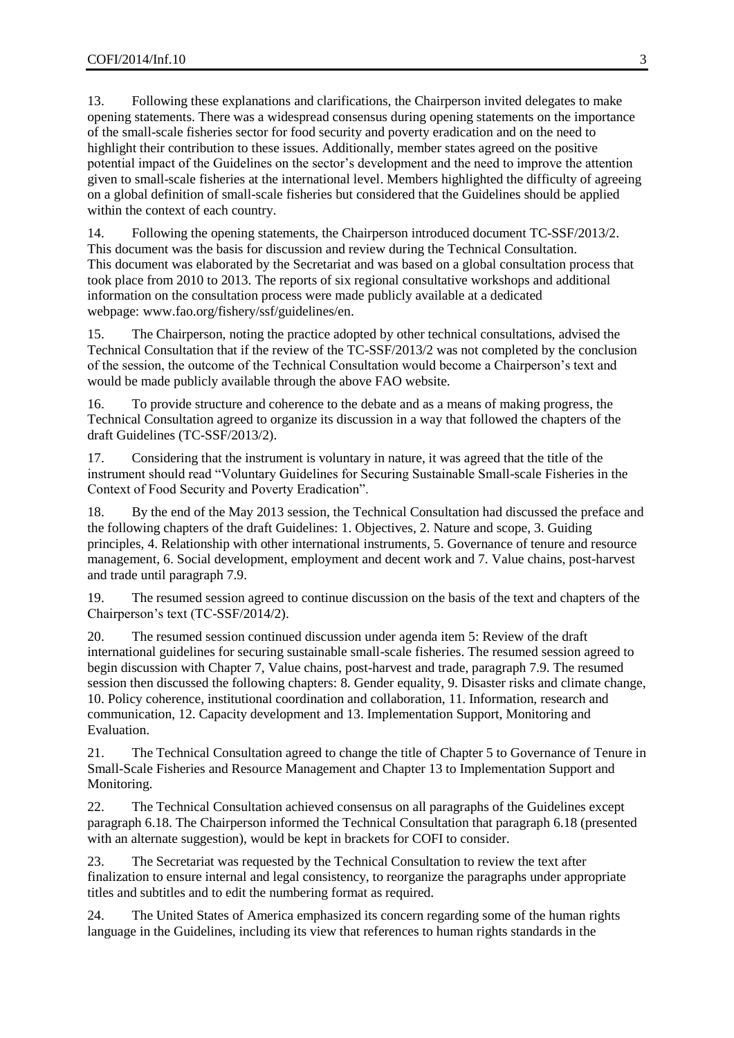13. Following these explanations and clarifications, the Chairperson invited delegates to make opening statements. There was a widespread consensus during opening statements on the importance of the small-scale fisheries sector for food security and poverty eradication and on the need to highlight their contribution to these issues. Additionally, member states agreed on the positive potential impact of the Guidelines on the sector's development and the need to improve the attention given to small-scale fisheries at the international level. Members highlighted the difficulty of agreeing on a global definition of small-scale fisheries but considered that the Guidelines should be applied within the context of each country.

14. Following the opening statements, the Chairperson introduced document TC-SSF/2013/2. This document was the basis for discussion and review during the Technical Consultation. This document was elaborated by the Secretariat and was based on a global consultation process that took place from 2010 to 2013. The reports of six regional consultative workshops and additional information on the consultation process were made publicly available at a dedicated webpage: www.fao.org/fishery/ssf/guidelines/en.

15. The Chairperson, noting the practice adopted by other technical consultations, advised the Technical Consultation that if the review of the TC-SSF/2013/2 was not completed by the conclusion of the session, the outcome of the Technical Consultation would become a Chairperson's text and would be made publicly available through the above FAO website.

16. To provide structure and coherence to the debate and as a means of making progress, the Technical Consultation agreed to organize its discussion in a way that followed the chapters of the draft Guidelines (TC-SSF/2013/2).

17. Considering that the instrument is voluntary in nature, it was agreed that the title of the instrument should read "Voluntary Guidelines for Securing Sustainable Small-scale Fisheries in the Context of Food Security and Poverty Eradication".

18. By the end of the May 2013 session, the Technical Consultation had discussed the preface and the following chapters of the draft Guidelines: 1. Objectives, 2. Nature and scope, 3. Guiding principles, 4. Relationship with other international instruments, 5. Governance of tenure and resource management, 6. Social development, employment and decent work and 7. Value chains, post-harvest and trade until paragraph 7.9.

19. The resumed session agreed to continue discussion on the basis of the text and chapters of the Chairperson's text (TC-SSF/2014/2).

20. The resumed session continued discussion under agenda item 5: Review of the draft international guidelines for securing sustainable small-scale fisheries. The resumed session agreed to begin discussion with Chapter 7, Value chains, post-harvest and trade, paragraph 7.9. The resumed session then discussed the following chapters: 8. Gender equality, 9. Disaster risks and climate change, 10. Policy coherence, institutional coordination and collaboration, 11. Information, research and communication, 12. Capacity development and 13. Implementation Support, Monitoring and Evaluation.

21. The Technical Consultation agreed to change the title of Chapter 5 to Governance of Tenure in Small-Scale Fisheries and Resource Management and Chapter 13 to Implementation Support and Monitoring.

22. The Technical Consultation achieved consensus on all paragraphs of the Guidelines except paragraph 6.18. The Chairperson informed the Technical Consultation that paragraph 6.18 (presented with an alternate suggestion), would be kept in brackets for COFI to consider.

23. The Secretariat was requested by the Technical Consultation to review the text after finalization to ensure internal and legal consistency, to reorganize the paragraphs under appropriate titles and subtitles and to edit the numbering format as required.

24. The United States of America emphasized its concern regarding some of the human rights language in the Guidelines, including its view that references to human rights standards in the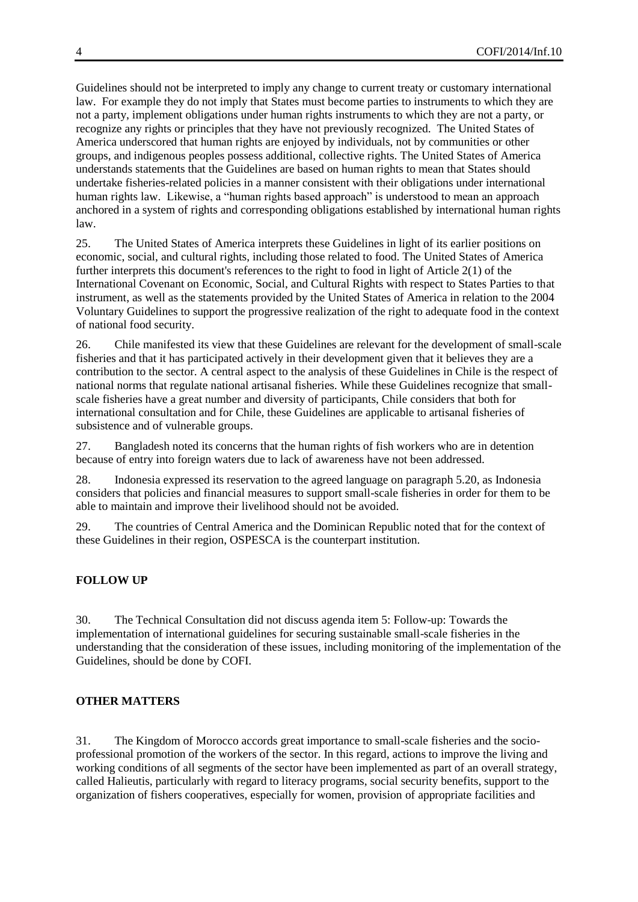Guidelines should not be interpreted to imply any change to current treaty or customary international law. For example they do not imply that States must become parties to instruments to which they are not a party, implement obligations under human rights instruments to which they are not a party, or recognize any rights or principles that they have not previously recognized. The United States of America underscored that human rights are enjoyed by individuals, not by communities or other groups, and indigenous peoples possess additional, collective rights. The United States of America understands statements that the Guidelines are based on human rights to mean that States should undertake fisheries-related policies in a manner consistent with their obligations under international human rights law. Likewise, a "human rights based approach" is understood to mean an approach anchored in a system of rights and corresponding obligations established by international human rights law.

25. The United States of America interprets these Guidelines in light of its earlier positions on economic, social, and cultural rights, including those related to food. The United States of America further interprets this document's references to the right to food in light of Article 2(1) of the International Covenant on Economic, Social, and Cultural Rights with respect to States Parties to that instrument, as well as the statements provided by the United States of America in relation to the 2004 Voluntary Guidelines to support the progressive realization of the right to adequate food in the context of national food security.

26. Chile manifested its view that these Guidelines are relevant for the development of small-scale fisheries and that it has participated actively in their development given that it believes they are a contribution to the sector. A central aspect to the analysis of these Guidelines in Chile is the respect of national norms that regulate national artisanal fisheries. While these Guidelines recognize that small-scale fisheries have a great number and diversity of participants, Chile considers that both for international consultation and for Chile, these Guidelines are applicable to artisanal fisheries of subsistence and of vulnerable groups.

27. Bangladesh noted its concerns that the human rights of fish workers who are in detention because of entry into foreign waters due to lack of awareness have not been addressed.

28. Indonesia expressed its reservation to the agreed language on paragraph 5.20, as Indonesia considers that policies and financial measures to support small-scale fisheries in order for them to be able to maintain and improve their livelihood should not be avoided.

29. The countries of Central America and the Dominican Republic noted that for the context of these Guidelines in their region, OSPESCA is the counterpart institution.

## FOLLOW UP

30. The Technical Consultation did not discuss agenda item 5: Follow-up: Towards the implementation of international guidelines for securing sustainable small-scale fisheries in the understanding that the consideration of these issues, including monitoring of the implementation of the Guidelines, should be done by COFI.

## OTHER MATTERS

31. The Kingdom of Morocco accords great importance to small-scale fisheries and the socio-professional promotion of the workers of the sector. In this regard, actions to improve the living and working conditions of all segments of the sector have been implemented as part of an overall strategy, called Halieutis, particularly with regard to literacy programs, social security benefits, support to the organization of fishers cooperatives, especially for women, provision of appropriate facilities and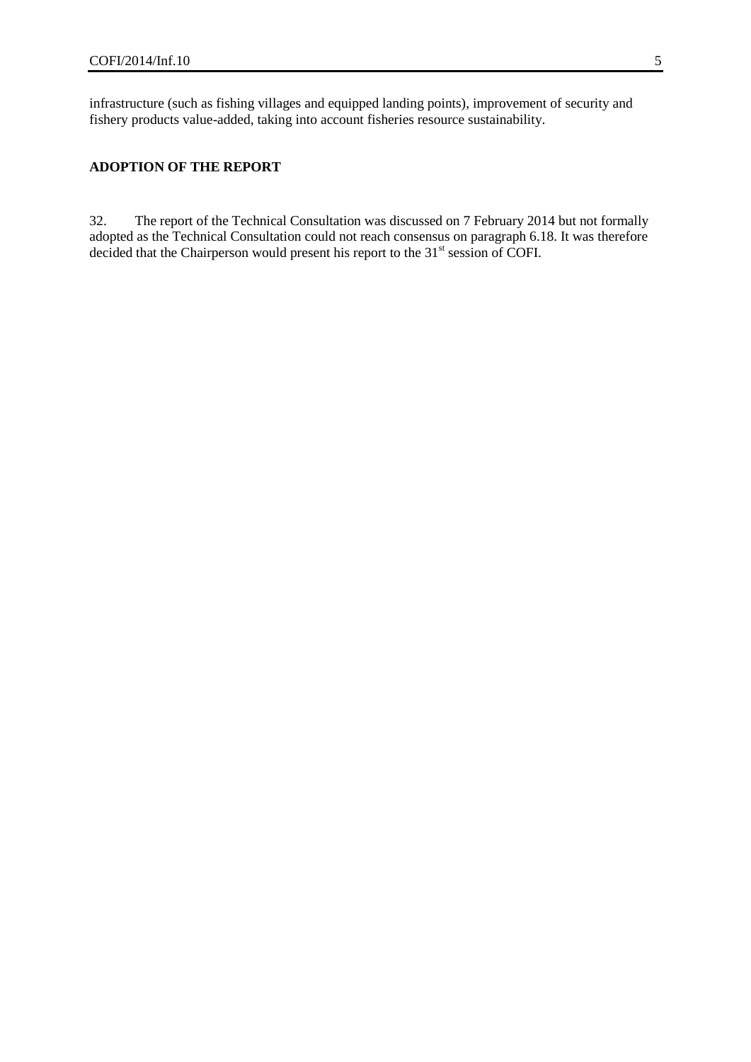infrastructure (such as fishing villages and equipped landing points), improvement of security and fishery products value-added, taking into account fisheries resource sustainability.

## ADOPTION OF THE REPORT

32. The report of the Technical Consultation was discussed on 7 February 2014 but not formally adopted as the Technical Consultation could not reach consensus on paragraph 6.18. It was therefore decided that the Chairperson would present his report to the 31st session of COFI.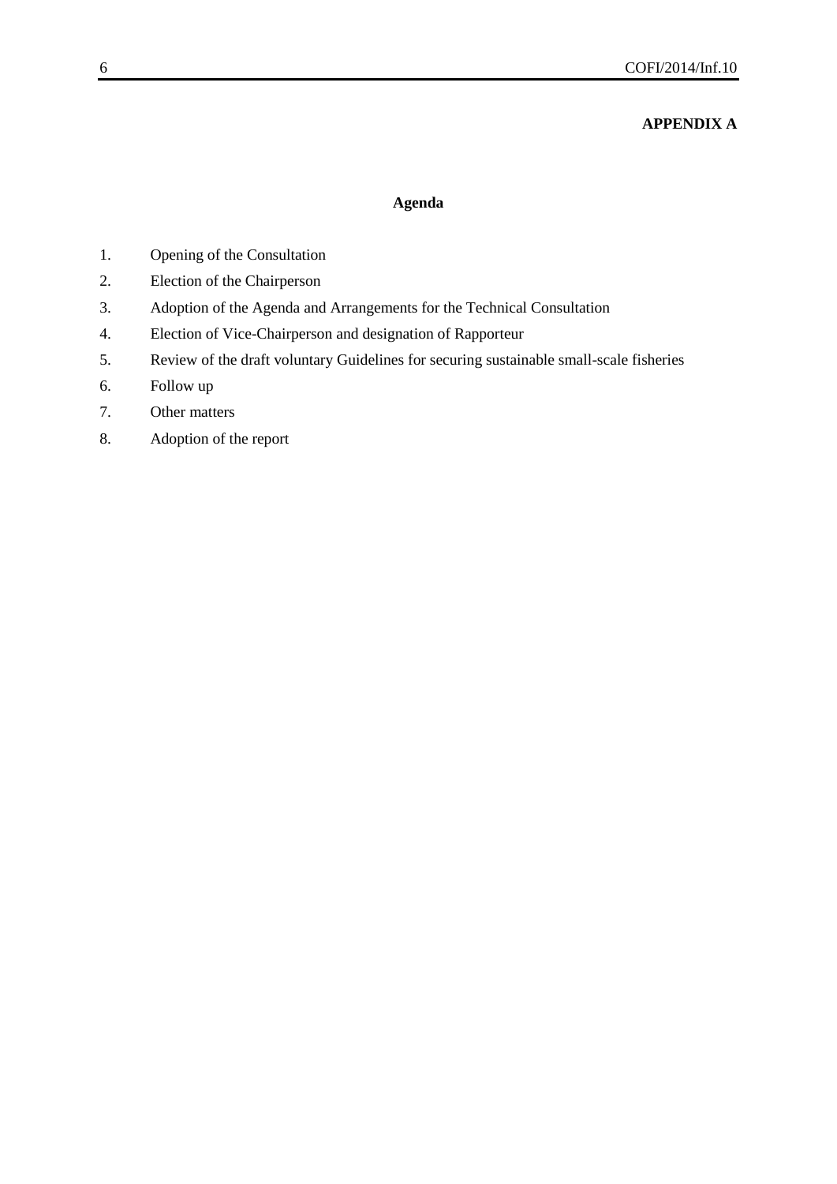**APPENDIX A**

## Agenda

1. Opening of the Consultation
2. Election of the Chairperson
3. Adoption of the Agenda and Arrangements for the Technical Consultation
4. Election of Vice-Chairperson and designation of Rapporteur
5. Review of the draft voluntary Guidelines for securing sustainable small-scale fisheries
6. Follow up
7. Other matters
8. Adoption of the report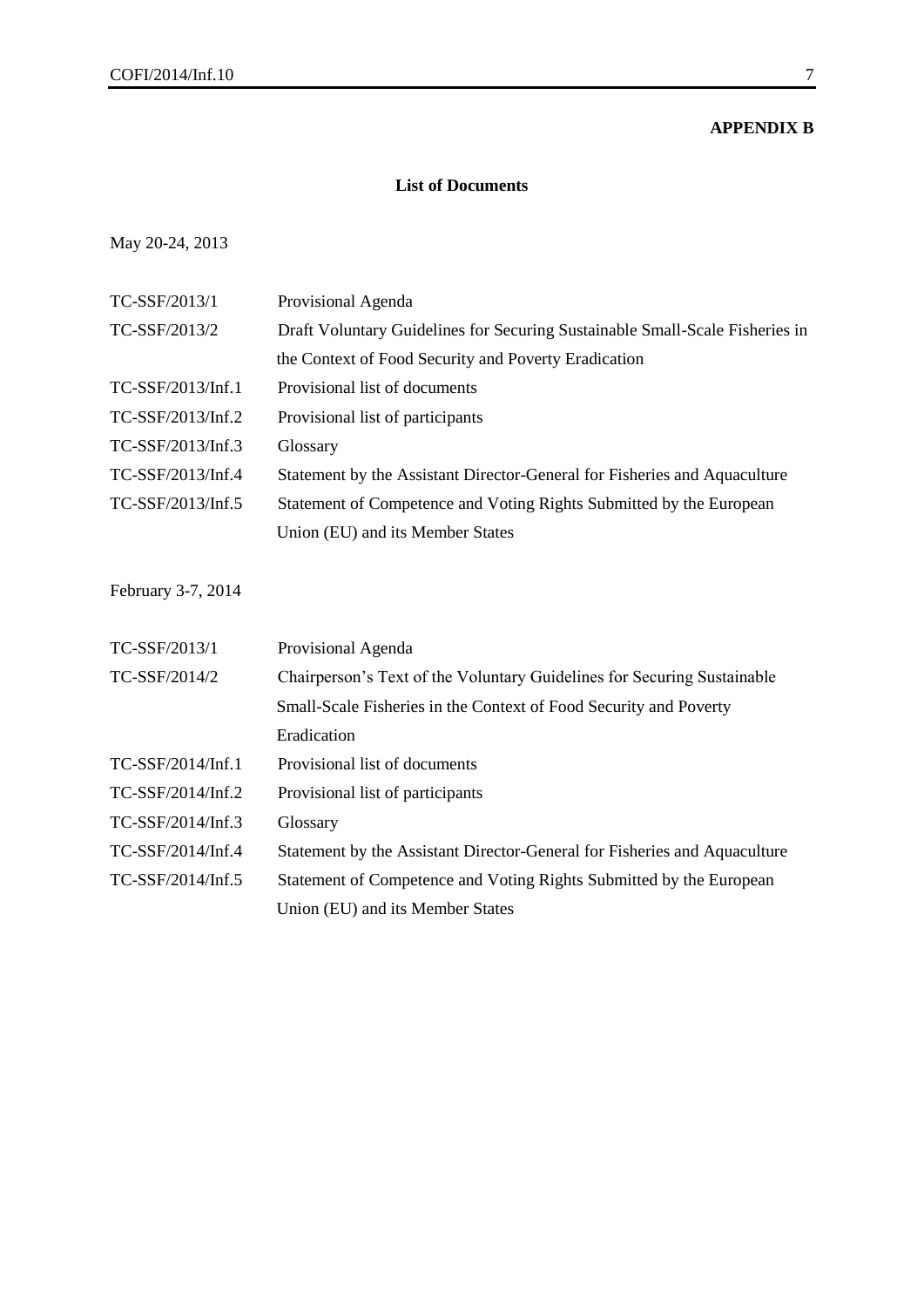**APPENDIX B**

## List of Documents

May 20-24, 2013

| | |
|---|---|
| TC-SSF/2013/1 | Provisional Agenda |
| TC-SSF/2013/2 | Draft Voluntary Guidelines for Securing Sustainable Small-Scale Fisheries in the Context of Food Security and Poverty Eradication |
| TC-SSF/2013/Inf.1 | Provisional list of documents |
| TC-SSF/2013/Inf.2 | Provisional list of participants |
| TC-SSF/2013/Inf.3 | Glossary |
| TC-SSF/2013/Inf.4 | Statement by the Assistant Director-General for Fisheries and Aquaculture |
| TC-SSF/2013/Inf.5 | Statement of Competence and Voting Rights Submitted by the European Union (EU) and its Member States |

February 3-7, 2014

| | |
|---|---|
| TC-SSF/2013/1 | Provisional Agenda |
| TC-SSF/2014/2 | Chairperson's Text of the Voluntary Guidelines for Securing Sustainable Small-Scale Fisheries in the Context of Food Security and Poverty Eradication |
| TC-SSF/2014/Inf.1 | Provisional list of documents |
| TC-SSF/2014/Inf.2 | Provisional list of participants |
| TC-SSF/2014/Inf.3 | Glossary |
| TC-SSF/2014/Inf.4 | Statement by the Assistant Director-General for Fisheries and Aquaculture |
| TC-SSF/2014/Inf.5 | Statement of Competence and Voting Rights Submitted by the European Union (EU) and its Member States |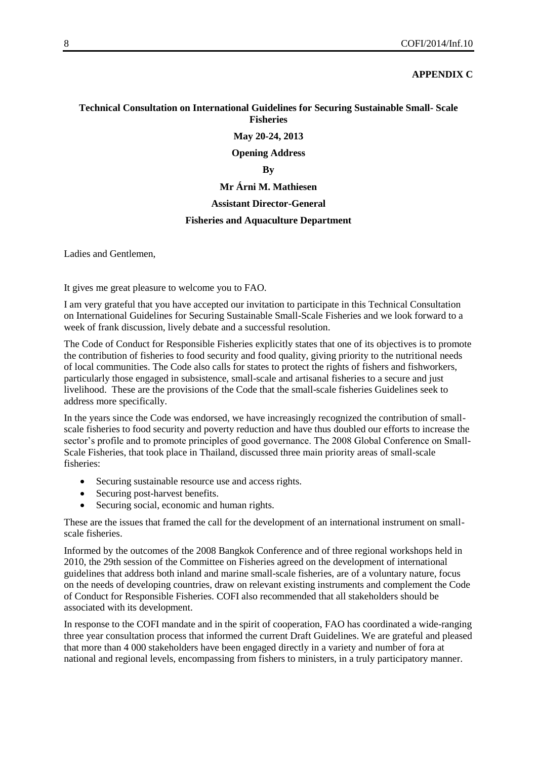**APPENDIX C**

**Technical Consultation on International Guidelines for Securing Sustainable Small- Scale Fisheries**

**May 20-24, 2013**

**Opening Address**

**By**

**Mr Árni M. Mathiesen**

**Assistant Director-General**

**Fisheries and Aquaculture Department**

Ladies and Gentlemen,

It gives me great pleasure to welcome you to FAO.

I am very grateful that you have accepted our invitation to participate in this Technical Consultation on International Guidelines for Securing Sustainable Small-Scale Fisheries and we look forward to a week of frank discussion, lively debate and a successful resolution.

The Code of Conduct for Responsible Fisheries explicitly states that one of its objectives is to promote the contribution of fisheries to food security and food quality, giving priority to the nutritional needs of local communities. The Code also calls for states to protect the rights of fishers and fishworkers, particularly those engaged in subsistence, small-scale and artisanal fisheries to a secure and just livelihood. These are the provisions of the Code that the small-scale fisheries Guidelines seek to address more specifically.

In the years since the Code was endorsed, we have increasingly recognized the contribution of small-scale fisheries to food security and poverty reduction and have thus doubled our efforts to increase the sector's profile and to promote principles of good governance. The 2008 Global Conference on Small-Scale Fisheries, that took place in Thailand, discussed three main priority areas of small-scale fisheries:

- Securing sustainable resource use and access rights.
- Securing post-harvest benefits.
- Securing social, economic and human rights.

These are the issues that framed the call for the development of an international instrument on small-scale fisheries.

Informed by the outcomes of the 2008 Bangkok Conference and of three regional workshops held in 2010, the 29th session of the Committee on Fisheries agreed on the development of international guidelines that address both inland and marine small-scale fisheries, are of a voluntary nature, focus on the needs of developing countries, draw on relevant existing instruments and complement the Code of Conduct for Responsible Fisheries. COFI also recommended that all stakeholders should be associated with its development.

In response to the COFI mandate and in the spirit of cooperation, FAO has coordinated a wide-ranging three year consultation process that informed the current Draft Guidelines. We are grateful and pleased that more than 4 000 stakeholders have been engaged directly in a variety and number of fora at national and regional levels, encompassing from fishers to ministers, in a truly participatory manner.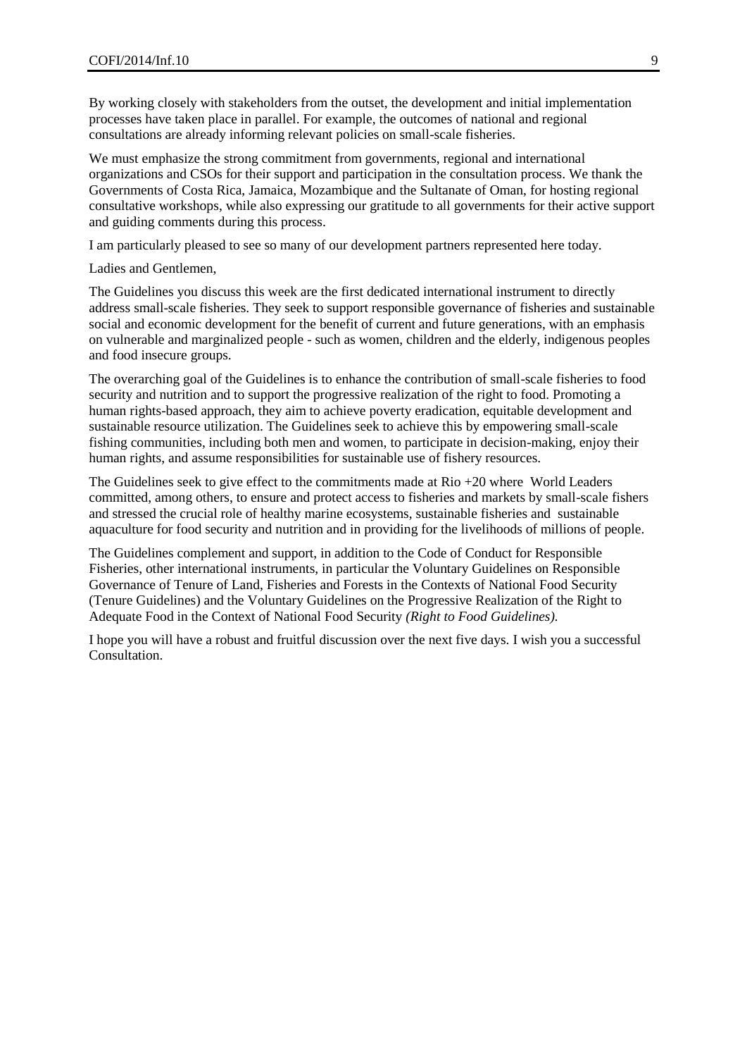By working closely with stakeholders from the outset, the development and initial implementation processes have taken place in parallel. For example, the outcomes of national and regional consultations are already informing relevant policies on small-scale fisheries.

We must emphasize the strong commitment from governments, regional and international organizations and CSOs for their support and participation in the consultation process. We thank the Governments of Costa Rica, Jamaica, Mozambique and the Sultanate of Oman, for hosting regional consultative workshops, while also expressing our gratitude to all governments for their active support and guiding comments during this process.

I am particularly pleased to see so many of our development partners represented here today.

Ladies and Gentlemen,

The Guidelines you discuss this week are the first dedicated international instrument to directly address small-scale fisheries. They seek to support responsible governance of fisheries and sustainable social and economic development for the benefit of current and future generations, with an emphasis on vulnerable and marginalized people - such as women, children and the elderly, indigenous peoples and food insecure groups.

The overarching goal of the Guidelines is to enhance the contribution of small-scale fisheries to food security and nutrition and to support the progressive realization of the right to food. Promoting a human rights-based approach, they aim to achieve poverty eradication, equitable development and sustainable resource utilization. The Guidelines seek to achieve this by empowering small-scale fishing communities, including both men and women, to participate in decision-making, enjoy their human rights, and assume responsibilities for sustainable use of fishery resources.

The Guidelines seek to give effect to the commitments made at Rio +20 where World Leaders committed, among others, to ensure and protect access to fisheries and markets by small-scale fishers and stressed the crucial role of healthy marine ecosystems, sustainable fisheries and sustainable aquaculture for food security and nutrition and in providing for the livelihoods of millions of people.

The Guidelines complement and support, in addition to the Code of Conduct for Responsible Fisheries, other international instruments, in particular the Voluntary Guidelines on Responsible Governance of Tenure of Land, Fisheries and Forests in the Contexts of National Food Security (Tenure Guidelines) and the Voluntary Guidelines on the Progressive Realization of the Right to Adequate Food in the Context of National Food Security *(Right to Food Guidelines).*

I hope you will have a robust and fruitful discussion over the next five days. I wish you a successful Consultation.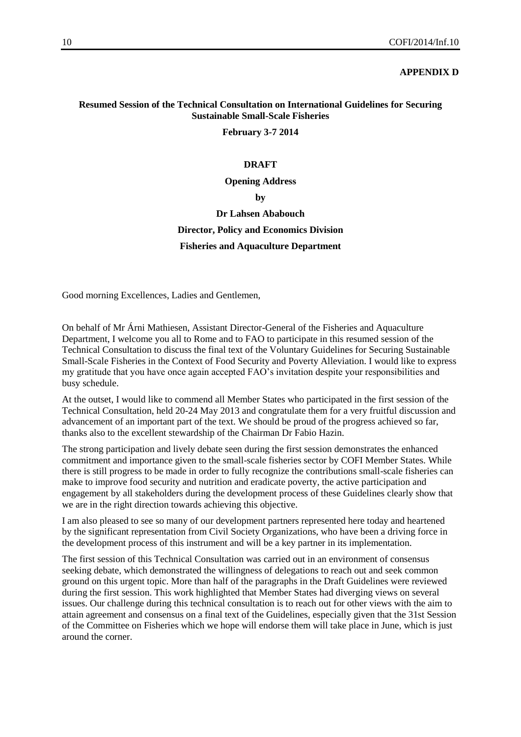**APPENDIX D**

**Resumed Session of the Technical Consultation on International Guidelines for Securing Sustainable Small-Scale Fisheries**

**February 3-7 2014**

**DRAFT**

**Opening Address**

**by**

**Dr Lahsen Ababouch**

**Director, Policy and Economics Division**

**Fisheries and Aquaculture Department**

Good morning Excellences, Ladies and Gentlemen,

On behalf of Mr Árni Mathiesen, Assistant Director-General of the Fisheries and Aquaculture Department, I welcome you all to Rome and to FAO to participate in this resumed session of the Technical Consultation to discuss the final text of the Voluntary Guidelines for Securing Sustainable Small-Scale Fisheries in the Context of Food Security and Poverty Alleviation. I would like to express my gratitude that you have once again accepted FAO's invitation despite your responsibilities and busy schedule.

At the outset, I would like to commend all Member States who participated in the first session of the Technical Consultation, held 20-24 May 2013 and congratulate them for a very fruitful discussion and advancement of an important part of the text. We should be proud of the progress achieved so far, thanks also to the excellent stewardship of the Chairman Dr Fabio Hazin.

The strong participation and lively debate seen during the first session demonstrates the enhanced commitment and importance given to the small-scale fisheries sector by COFI Member States. While there is still progress to be made in order to fully recognize the contributions small-scale fisheries can make to improve food security and nutrition and eradicate poverty, the active participation and engagement by all stakeholders during the development process of these Guidelines clearly show that we are in the right direction towards achieving this objective.

I am also pleased to see so many of our development partners represented here today and heartened by the significant representation from Civil Society Organizations, who have been a driving force in the development process of this instrument and will be a key partner in its implementation.

The first session of this Technical Consultation was carried out in an environment of consensus seeking debate, which demonstrated the willingness of delegations to reach out and seek common ground on this urgent topic. More than half of the paragraphs in the Draft Guidelines were reviewed during the first session. This work highlighted that Member States had diverging views on several issues. Our challenge during this technical consultation is to reach out for other views with the aim to attain agreement and consensus on a final text of the Guidelines, especially given that the 31st Session of the Committee on Fisheries which we hope will endorse them will take place in June, which is just around the corner.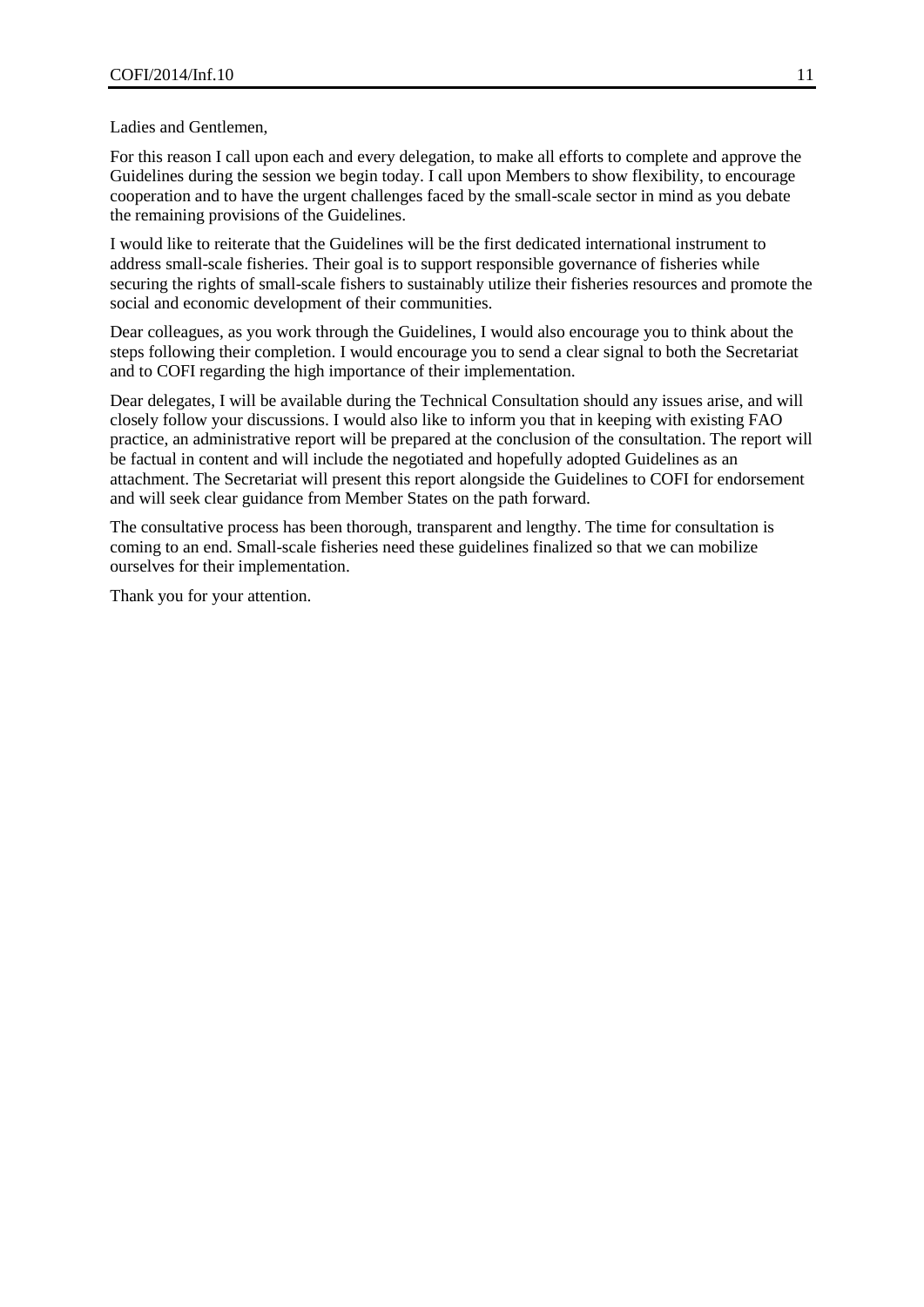Ladies and Gentlemen,

For this reason I call upon each and every delegation, to make all efforts to complete and approve the Guidelines during the session we begin today. I call upon Members to show flexibility, to encourage cooperation and to have the urgent challenges faced by the small-scale sector in mind as you debate the remaining provisions of the Guidelines.

I would like to reiterate that the Guidelines will be the first dedicated international instrument to address small-scale fisheries. Their goal is to support responsible governance of fisheries while securing the rights of small-scale fishers to sustainably utilize their fisheries resources and promote the social and economic development of their communities.

Dear colleagues, as you work through the Guidelines, I would also encourage you to think about the steps following their completion. I would encourage you to send a clear signal to both the Secretariat and to COFI regarding the high importance of their implementation.

Dear delegates, I will be available during the Technical Consultation should any issues arise, and will closely follow your discussions. I would also like to inform you that in keeping with existing FAO practice, an administrative report will be prepared at the conclusion of the consultation. The report will be factual in content and will include the negotiated and hopefully adopted Guidelines as an attachment. The Secretariat will present this report alongside the Guidelines to COFI for endorsement and will seek clear guidance from Member States on the path forward.

The consultative process has been thorough, transparent and lengthy. The time for consultation is coming to an end. Small-scale fisheries need these guidelines finalized so that we can mobilize ourselves for their implementation.

Thank you for your attention.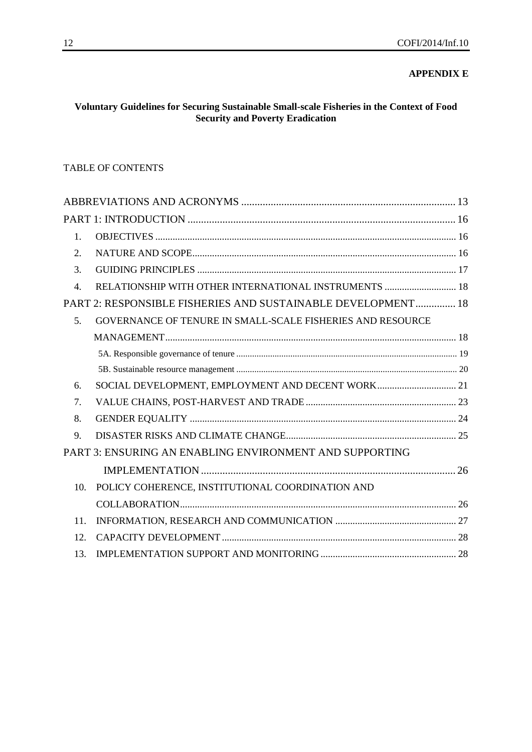**APPENDIX E**

## Voluntary Guidelines for Securing Sustainable Small-scale Fisheries in the Context of Food Security and Poverty Eradication

TABLE OF CONTENTS

ABBREVIATIONS AND ACRONYMS ............................................................................... 13

PART 1: INTRODUCTION ................................................................................................... 16

1. OBJECTIVES ........................................................................................................... 16
2. NATURE AND SCOPE........................................................................................... 16
3. GUIDING PRINCIPLES ......................................................................................... 17
4. RELATIONSHIP WITH OTHER INTERNATIONAL INSTRUMENTS ............................. 18

PART 2: RESPONSIBLE FISHERIES AND SUSTAINABLE DEVELOPMENT............... 18

5. GOVERNANCE OF TENURE IN SMALL-SCALE FISHERIES AND RESOURCE MANAGEMENT..................................................................................................... 18
   - 5A. Responsible governance of tenure ................................................................................. 19
   - 5B. Sustainable resource management ................................................................................. 20
6. SOCIAL DEVELOPMENT, EMPLOYMENT AND DECENT WORK................................ 21
7. VALUE CHAINS, POST-HARVEST AND TRADE ............................................................. 23
8. GENDER EQUALITY .......................................................................................................... 24
9. DISASTER RISKS AND CLIMATE CHANGE..................................................................... 25

PART 3: ENSURING AN ENABLING ENVIRONMENT AND SUPPORTING IMPLEMENTATION ............................................................................................... 26

10. POLICY COHERENCE, INSTITUTIONAL COORDINATION AND COLLABORATION.............................................................................................. 26
11. INFORMATION, RESEARCH AND COMMUNICATION ................................................. 27
12. CAPACITY DEVELOPMENT ............................................................................................... 28
13. IMPLEMENTATION SUPPORT AND MONITORING ....................................................... 28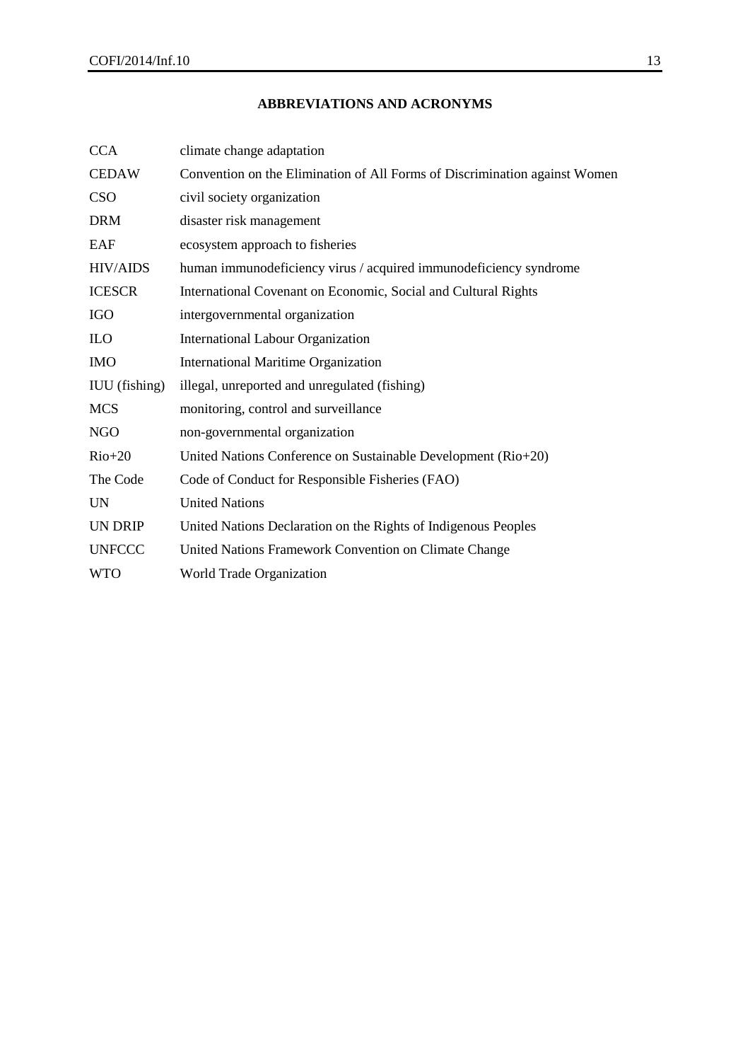## ABBREVIATIONS AND ACRONYMS

| | |
|---|---|
| CCA | climate change adaptation |
| CEDAW | Convention on the Elimination of All Forms of Discrimination against Women |
| CSO | civil society organization |
| DRM | disaster risk management |
| EAF | ecosystem approach to fisheries |
| HIV/AIDS | human immunodeficiency virus / acquired immunodeficiency syndrome |
| ICESCR | International Covenant on Economic, Social and Cultural Rights |
| IGO | intergovernmental organization |
| ILO | International Labour Organization |
| IMO | International Maritime Organization |
| IUU (fishing) | illegal, unreported and unregulated (fishing) |
| MCS | monitoring, control and surveillance |
| NGO | non-governmental organization |
| Rio+20 | United Nations Conference on Sustainable Development (Rio+20) |
| The Code | Code of Conduct for Responsible Fisheries (FAO) |
| UN | United Nations |
| UN DRIP | United Nations Declaration on the Rights of Indigenous Peoples |
| UNFCCC | United Nations Framework Convention on Climate Change |
| WTO | World Trade Organization |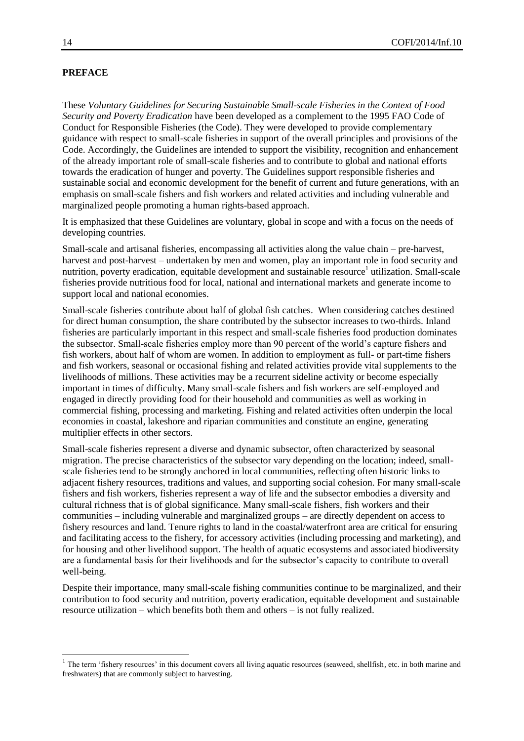**PREFACE**

These *Voluntary Guidelines for Securing Sustainable Small-scale Fisheries in the Context of Food Security and Poverty Eradication* have been developed as a complement to the 1995 FAO Code of Conduct for Responsible Fisheries (the Code). They were developed to provide complementary guidance with respect to small-scale fisheries in support of the overall principles and provisions of the Code. Accordingly, the Guidelines are intended to support the visibility, recognition and enhancement of the already important role of small-scale fisheries and to contribute to global and national efforts towards the eradication of hunger and poverty. The Guidelines support responsible fisheries and sustainable social and economic development for the benefit of current and future generations, with an emphasis on small-scale fishers and fish workers and related activities and including vulnerable and marginalized people promoting a human rights-based approach.

It is emphasized that these Guidelines are voluntary, global in scope and with a focus on the needs of developing countries.

Small-scale and artisanal fisheries, encompassing all activities along the value chain – pre-harvest, harvest and post-harvest – undertaken by men and women, play an important role in food security and nutrition, poverty eradication, equitable development and sustainable resource[1] utilization. Small-scale fisheries provide nutritious food for local, national and international markets and generate income to support local and national economies.

Small-scale fisheries contribute about half of global fish catches. When considering catches destined for direct human consumption, the share contributed by the subsector increases to two-thirds. Inland fisheries are particularly important in this respect and small-scale fisheries food production dominates the subsector. Small-scale fisheries employ more than 90 percent of the world's capture fishers and fish workers, about half of whom are women. In addition to employment as full- or part-time fishers and fish workers, seasonal or occasional fishing and related activities provide vital supplements to the livelihoods of millions. These activities may be a recurrent sideline activity or become especially important in times of difficulty. Many small-scale fishers and fish workers are self-employed and engaged in directly providing food for their household and communities as well as working in commercial fishing, processing and marketing. Fishing and related activities often underpin the local economies in coastal, lakeshore and riparian communities and constitute an engine, generating multiplier effects in other sectors.

Small-scale fisheries represent a diverse and dynamic subsector, often characterized by seasonal migration. The precise characteristics of the subsector vary depending on the location; indeed, small-scale fisheries tend to be strongly anchored in local communities, reflecting often historic links to adjacent fishery resources, traditions and values, and supporting social cohesion. For many small-scale fishers and fish workers, fisheries represent a way of life and the subsector embodies a diversity and cultural richness that is of global significance. Many small-scale fishers, fish workers and their communities – including vulnerable and marginalized groups – are directly dependent on access to fishery resources and land. Tenure rights to land in the coastal/waterfront area are critical for ensuring and facilitating access to the fishery, for accessory activities (including processing and marketing), and for housing and other livelihood support. The health of aquatic ecosystems and associated biodiversity are a fundamental basis for their livelihoods and for the subsector's capacity to contribute to overall well-being.

Despite their importance, many small-scale fishing communities continue to be marginalized, and their contribution to food security and nutrition, poverty eradication, equitable development and sustainable resource utilization – which benefits both them and others – is not fully realized.

---

[1] The term 'fishery resources' in this document covers all living aquatic resources (seaweed, shellfish, etc. in both marine and freshwaters) that are commonly subject to harvesting.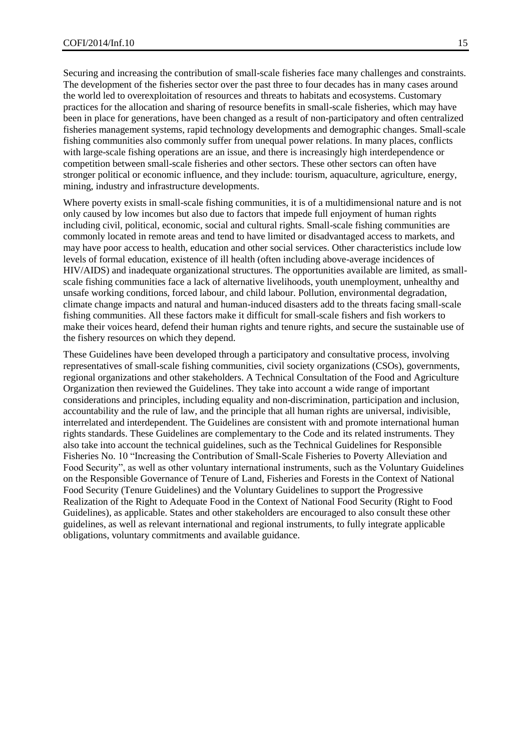Securing and increasing the contribution of small-scale fisheries face many challenges and constraints. The development of the fisheries sector over the past three to four decades has in many cases around the world led to overexploitation of resources and threats to habitats and ecosystems. Customary practices for the allocation and sharing of resource benefits in small-scale fisheries, which may have been in place for generations, have been changed as a result of non-participatory and often centralized fisheries management systems, rapid technology developments and demographic changes. Small-scale fishing communities also commonly suffer from unequal power relations. In many places, conflicts with large-scale fishing operations are an issue, and there is increasingly high interdependence or competition between small-scale fisheries and other sectors. These other sectors can often have stronger political or economic influence, and they include: tourism, aquaculture, agriculture, energy, mining, industry and infrastructure developments.

Where poverty exists in small-scale fishing communities, it is of a multidimensional nature and is not only caused by low incomes but also due to factors that impede full enjoyment of human rights including civil, political, economic, social and cultural rights. Small-scale fishing communities are commonly located in remote areas and tend to have limited or disadvantaged access to markets, and may have poor access to health, education and other social services. Other characteristics include low levels of formal education, existence of ill health (often including above-average incidences of HIV/AIDS) and inadequate organizational structures. The opportunities available are limited, as small-scale fishing communities face a lack of alternative livelihoods, youth unemployment, unhealthy and unsafe working conditions, forced labour, and child labour. Pollution, environmental degradation, climate change impacts and natural and human-induced disasters add to the threats facing small-scale fishing communities. All these factors make it difficult for small-scale fishers and fish workers to make their voices heard, defend their human rights and tenure rights, and secure the sustainable use of the fishery resources on which they depend.

These Guidelines have been developed through a participatory and consultative process, involving representatives of small-scale fishing communities, civil society organizations (CSOs), governments, regional organizations and other stakeholders. A Technical Consultation of the Food and Agriculture Organization then reviewed the Guidelines. They take into account a wide range of important considerations and principles, including equality and non-discrimination, participation and inclusion, accountability and the rule of law, and the principle that all human rights are universal, indivisible, interrelated and interdependent. The Guidelines are consistent with and promote international human rights standards. These Guidelines are complementary to the Code and its related instruments. They also take into account the technical guidelines, such as the Technical Guidelines for Responsible Fisheries No. 10 "Increasing the Contribution of Small-Scale Fisheries to Poverty Alleviation and Food Security", as well as other voluntary international instruments, such as the Voluntary Guidelines on the Responsible Governance of Tenure of Land, Fisheries and Forests in the Context of National Food Security (Tenure Guidelines) and the Voluntary Guidelines to support the Progressive Realization of the Right to Adequate Food in the Context of National Food Security (Right to Food Guidelines), as applicable. States and other stakeholders are encouraged to also consult these other guidelines, as well as relevant international and regional instruments, to fully integrate applicable obligations, voluntary commitments and available guidance.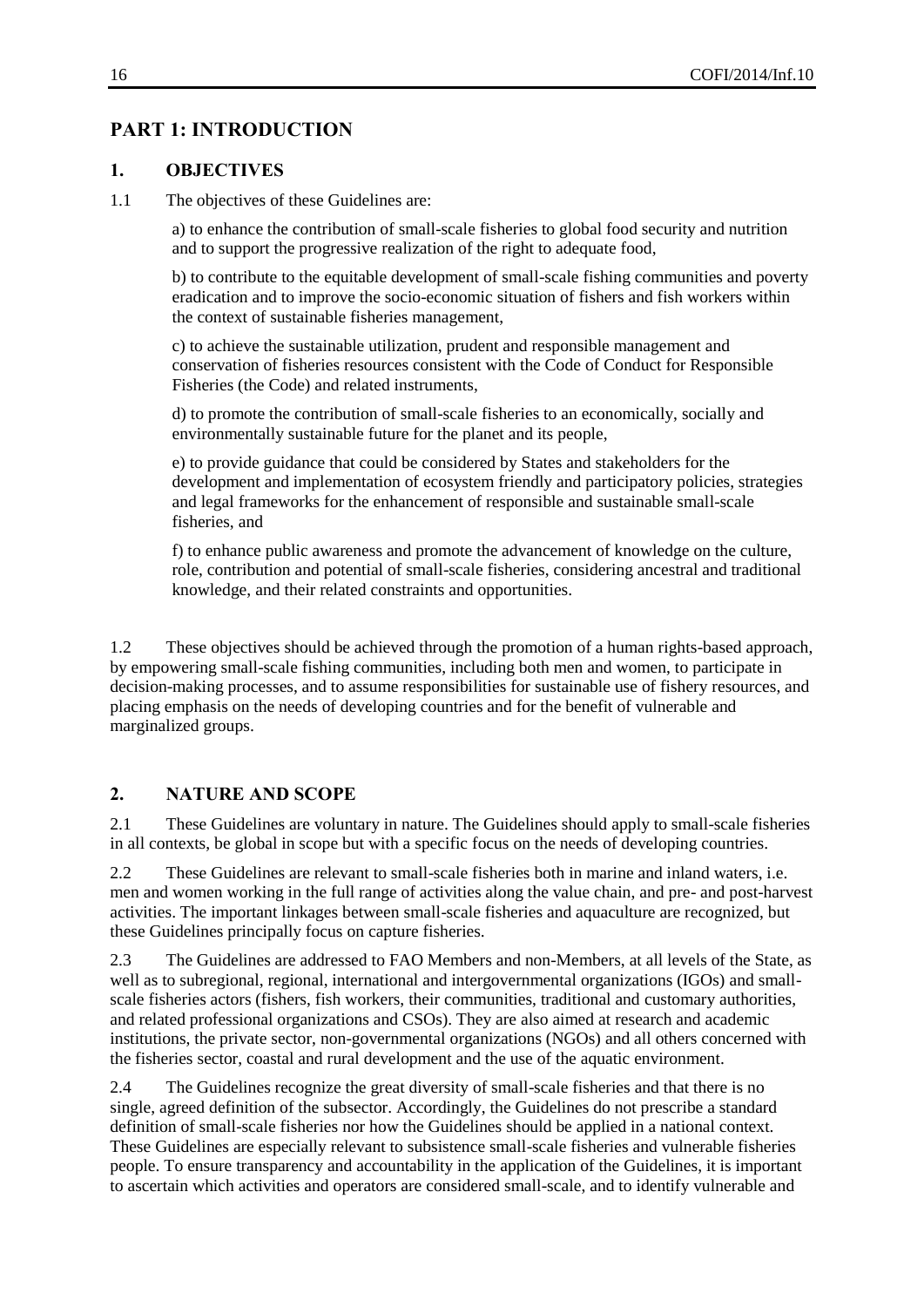## PART 1: INTRODUCTION

### 1. OBJECTIVES

1.1 The objectives of these Guidelines are:

a) to enhance the contribution of small-scale fisheries to global food security and nutrition and to support the progressive realization of the right to adequate food,

b) to contribute to the equitable development of small-scale fishing communities and poverty eradication and to improve the socio-economic situation of fishers and fish workers within the context of sustainable fisheries management,

c) to achieve the sustainable utilization, prudent and responsible management and conservation of fisheries resources consistent with the Code of Conduct for Responsible Fisheries (the Code) and related instruments,

d) to promote the contribution of small-scale fisheries to an economically, socially and environmentally sustainable future for the planet and its people,

e) to provide guidance that could be considered by States and stakeholders for the development and implementation of ecosystem friendly and participatory policies, strategies and legal frameworks for the enhancement of responsible and sustainable small-scale fisheries, and

f) to enhance public awareness and promote the advancement of knowledge on the culture, role, contribution and potential of small-scale fisheries, considering ancestral and traditional knowledge, and their related constraints and opportunities.

1.2 These objectives should be achieved through the promotion of a human rights-based approach, by empowering small-scale fishing communities, including both men and women, to participate in decision-making processes, and to assume responsibilities for sustainable use of fishery resources, and placing emphasis on the needs of developing countries and for the benefit of vulnerable and marginalized groups.

### 2. NATURE AND SCOPE

2.1 These Guidelines are voluntary in nature. The Guidelines should apply to small-scale fisheries in all contexts, be global in scope but with a specific focus on the needs of developing countries.

2.2 These Guidelines are relevant to small-scale fisheries both in marine and inland waters, i.e. men and women working in the full range of activities along the value chain, and pre- and post-harvest activities. The important linkages between small-scale fisheries and aquaculture are recognized, but these Guidelines principally focus on capture fisheries.

2.3 The Guidelines are addressed to FAO Members and non-Members, at all levels of the State, as well as to subregional, regional, international and intergovernmental organizations (IGOs) and small-scale fisheries actors (fishers, fish workers, their communities, traditional and customary authorities, and related professional organizations and CSOs). They are also aimed at research and academic institutions, the private sector, non-governmental organizations (NGOs) and all others concerned with the fisheries sector, coastal and rural development and the use of the aquatic environment.

2.4 The Guidelines recognize the great diversity of small-scale fisheries and that there is no single, agreed definition of the subsector. Accordingly, the Guidelines do not prescribe a standard definition of small-scale fisheries nor how the Guidelines should be applied in a national context. These Guidelines are especially relevant to subsistence small-scale fisheries and vulnerable fisheries people. To ensure transparency and accountability in the application of the Guidelines, it is important to ascertain which activities and operators are considered small-scale, and to identify vulnerable and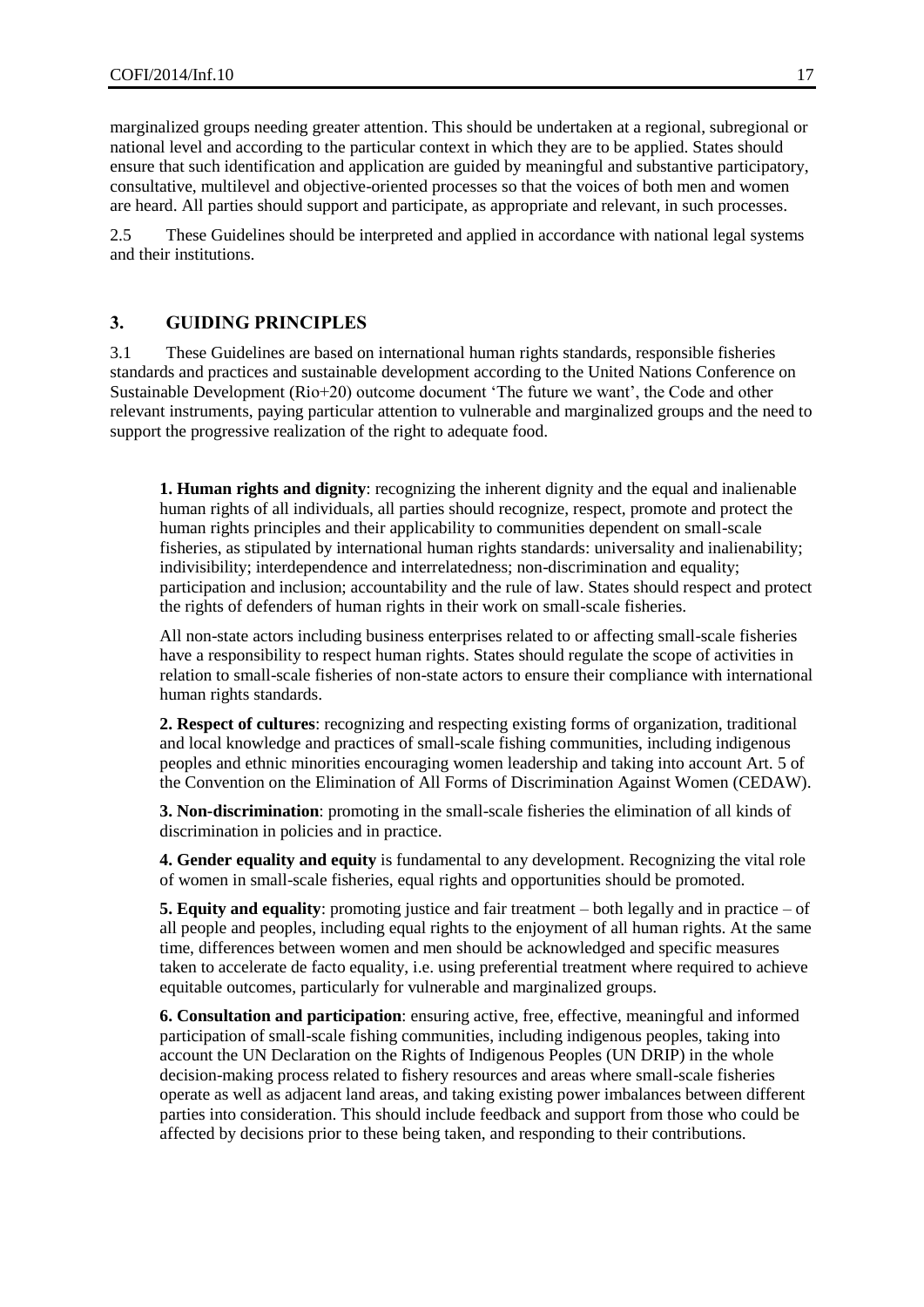marginalized groups needing greater attention. This should be undertaken at a regional, subregional or national level and according to the particular context in which they are to be applied. States should ensure that such identification and application are guided by meaningful and substantive participatory, consultative, multilevel and objective-oriented processes so that the voices of both men and women are heard. All parties should support and participate, as appropriate and relevant, in such processes.

2.5 These Guidelines should be interpreted and applied in accordance with national legal systems and their institutions.

## 3. GUIDING PRINCIPLES

3.1 These Guidelines are based on international human rights standards, responsible fisheries standards and practices and sustainable development according to the United Nations Conference on Sustainable Development (Rio+20) outcome document 'The future we want', the Code and other relevant instruments, paying particular attention to vulnerable and marginalized groups and the need to support the progressive realization of the right to adequate food.

**1. Human rights and dignity**: recognizing the inherent dignity and the equal and inalienable human rights of all individuals, all parties should recognize, respect, promote and protect the human rights principles and their applicability to communities dependent on small-scale fisheries, as stipulated by international human rights standards: universality and inalienability; indivisibility; interdependence and interrelatedness; non-discrimination and equality; participation and inclusion; accountability and the rule of law. States should respect and protect the rights of defenders of human rights in their work on small-scale fisheries.

All non-state actors including business enterprises related to or affecting small-scale fisheries have a responsibility to respect human rights. States should regulate the scope of activities in relation to small-scale fisheries of non-state actors to ensure their compliance with international human rights standards.

**2. Respect of cultures**: recognizing and respecting existing forms of organization, traditional and local knowledge and practices of small-scale fishing communities, including indigenous peoples and ethnic minorities encouraging women leadership and taking into account Art. 5 of the Convention on the Elimination of All Forms of Discrimination Against Women (CEDAW).

**3. Non-discrimination**: promoting in the small-scale fisheries the elimination of all kinds of discrimination in policies and in practice.

**4. Gender equality and equity** is fundamental to any development. Recognizing the vital role of women in small-scale fisheries, equal rights and opportunities should be promoted.

**5. Equity and equality**: promoting justice and fair treatment – both legally and in practice – of all people and peoples, including equal rights to the enjoyment of all human rights. At the same time, differences between women and men should be acknowledged and specific measures taken to accelerate de facto equality, i.e. using preferential treatment where required to achieve equitable outcomes, particularly for vulnerable and marginalized groups.

**6. Consultation and participation**: ensuring active, free, effective, meaningful and informed participation of small-scale fishing communities, including indigenous peoples, taking into account the UN Declaration on the Rights of Indigenous Peoples (UN DRIP) in the whole decision-making process related to fishery resources and areas where small-scale fisheries operate as well as adjacent land areas, and taking existing power imbalances between different parties into consideration. This should include feedback and support from those who could be affected by decisions prior to these being taken, and responding to their contributions.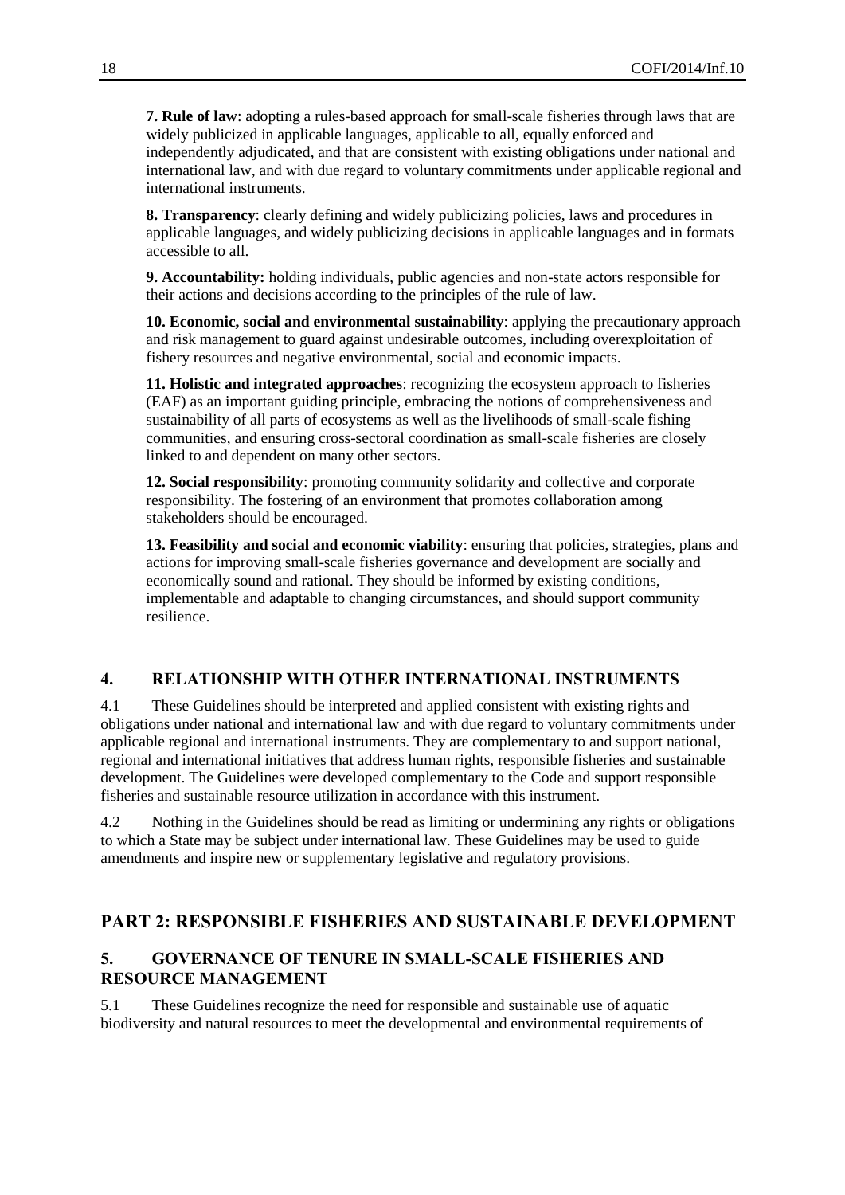**7. Rule of law**: adopting a rules-based approach for small-scale fisheries through laws that are widely publicized in applicable languages, applicable to all, equally enforced and independently adjudicated, and that are consistent with existing obligations under national and international law, and with due regard to voluntary commitments under applicable regional and international instruments.

**8. Transparency**: clearly defining and widely publicizing policies, laws and procedures in applicable languages, and widely publicizing decisions in applicable languages and in formats accessible to all.

**9. Accountability:** holding individuals, public agencies and non-state actors responsible for their actions and decisions according to the principles of the rule of law.

**10. Economic, social and environmental sustainability**: applying the precautionary approach and risk management to guard against undesirable outcomes, including overexploitation of fishery resources and negative environmental, social and economic impacts.

**11. Holistic and integrated approaches**: recognizing the ecosystem approach to fisheries (EAF) as an important guiding principle, embracing the notions of comprehensiveness and sustainability of all parts of ecosystems as well as the livelihoods of small-scale fishing communities, and ensuring cross-sectoral coordination as small-scale fisheries are closely linked to and dependent on many other sectors.

**12. Social responsibility**: promoting community solidarity and collective and corporate responsibility. The fostering of an environment that promotes collaboration among stakeholders should be encouraged.

**13. Feasibility and social and economic viability**: ensuring that policies, strategies, plans and actions for improving small-scale fisheries governance and development are socially and economically sound and rational. They should be informed by existing conditions, implementable and adaptable to changing circumstances, and should support community resilience.

## 4. RELATIONSHIP WITH OTHER INTERNATIONAL INSTRUMENTS

4.1 These Guidelines should be interpreted and applied consistent with existing rights and obligations under national and international law and with due regard to voluntary commitments under applicable regional and international instruments. They are complementary to and support national, regional and international initiatives that address human rights, responsible fisheries and sustainable development. The Guidelines were developed complementary to the Code and support responsible fisheries and sustainable resource utilization in accordance with this instrument.

4.2 Nothing in the Guidelines should be read as limiting or undermining any rights or obligations to which a State may be subject under international law. These Guidelines may be used to guide amendments and inspire new or supplementary legislative and regulatory provisions.

# PART 2: RESPONSIBLE FISHERIES AND SUSTAINABLE DEVELOPMENT

## 5. GOVERNANCE OF TENURE IN SMALL-SCALE FISHERIES AND RESOURCE MANAGEMENT

5.1 These Guidelines recognize the need for responsible and sustainable use of aquatic biodiversity and natural resources to meet the developmental and environmental requirements of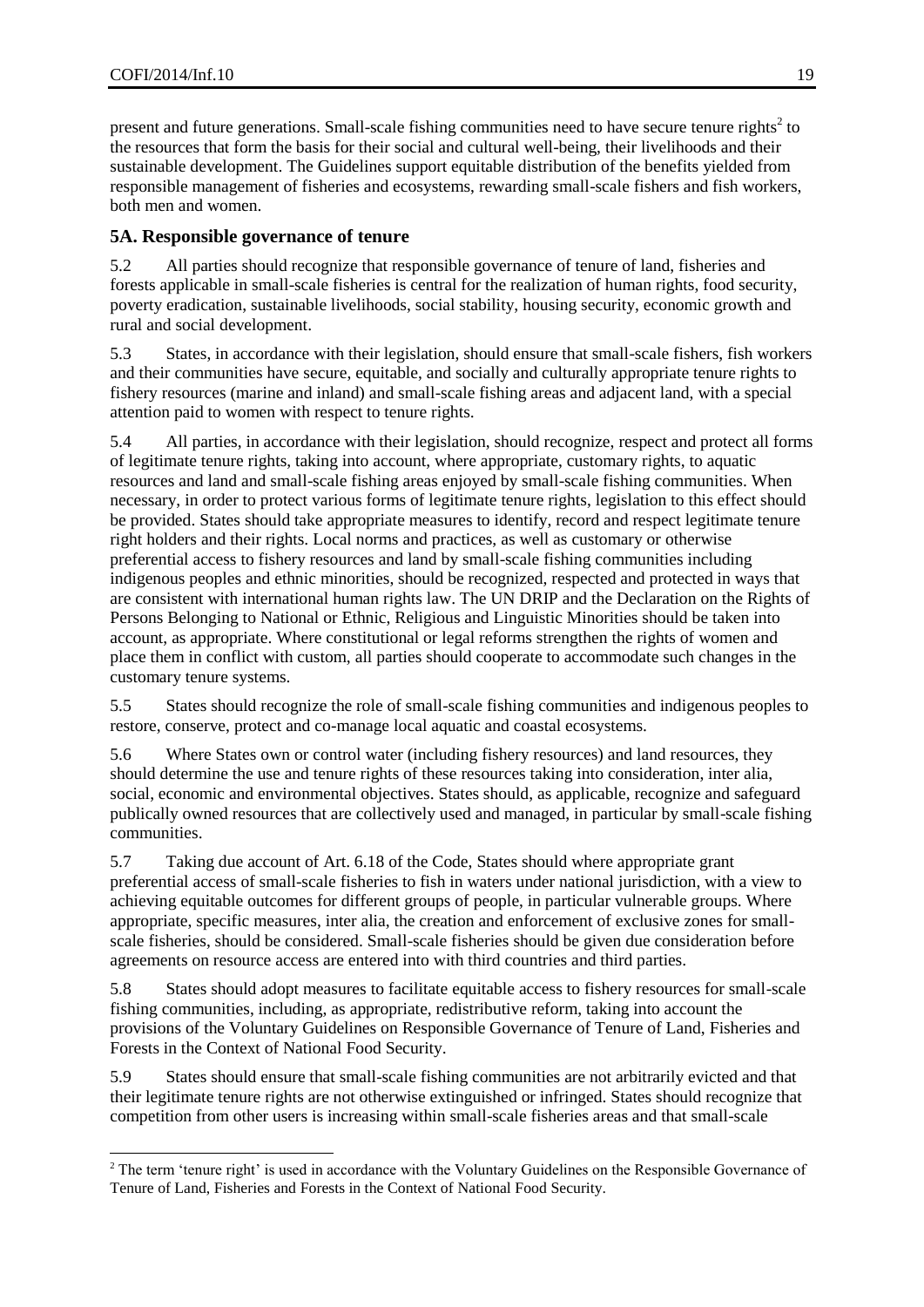present and future generations. Small-scale fishing communities need to have secure tenure rights[2] to the resources that form the basis for their social and cultural well-being, their livelihoods and their sustainable development. The Guidelines support equitable distribution of the benefits yielded from responsible management of fisheries and ecosystems, rewarding small-scale fishers and fish workers, both men and women.

## 5A. Responsible governance of tenure

5.2 All parties should recognize that responsible governance of tenure of land, fisheries and forests applicable in small-scale fisheries is central for the realization of human rights, food security, poverty eradication, sustainable livelihoods, social stability, housing security, economic growth and rural and social development.

5.3 States, in accordance with their legislation, should ensure that small-scale fishers, fish workers and their communities have secure, equitable, and socially and culturally appropriate tenure rights to fishery resources (marine and inland) and small-scale fishing areas and adjacent land, with a special attention paid to women with respect to tenure rights.

5.4 All parties, in accordance with their legislation, should recognize, respect and protect all forms of legitimate tenure rights, taking into account, where appropriate, customary rights, to aquatic resources and land and small-scale fishing areas enjoyed by small-scale fishing communities. When necessary, in order to protect various forms of legitimate tenure rights, legislation to this effect should be provided. States should take appropriate measures to identify, record and respect legitimate tenure right holders and their rights. Local norms and practices, as well as customary or otherwise preferential access to fishery resources and land by small-scale fishing communities including indigenous peoples and ethnic minorities, should be recognized, respected and protected in ways that are consistent with international human rights law. The UN DRIP and the Declaration on the Rights of Persons Belonging to National or Ethnic, Religious and Linguistic Minorities should be taken into account, as appropriate. Where constitutional or legal reforms strengthen the rights of women and place them in conflict with custom, all parties should cooperate to accommodate such changes in the customary tenure systems.

5.5 States should recognize the role of small-scale fishing communities and indigenous peoples to restore, conserve, protect and co-manage local aquatic and coastal ecosystems.

5.6 Where States own or control water (including fishery resources) and land resources, they should determine the use and tenure rights of these resources taking into consideration, inter alia, social, economic and environmental objectives. States should, as applicable, recognize and safeguard publically owned resources that are collectively used and managed, in particular by small-scale fishing communities.

5.7 Taking due account of Art. 6.18 of the Code, States should where appropriate grant preferential access of small-scale fisheries to fish in waters under national jurisdiction, with a view to achieving equitable outcomes for different groups of people, in particular vulnerable groups. Where appropriate, specific measures, inter alia, the creation and enforcement of exclusive zones for small-scale fisheries, should be considered. Small-scale fisheries should be given due consideration before agreements on resource access are entered into with third countries and third parties.

5.8 States should adopt measures to facilitate equitable access to fishery resources for small-scale fishing communities, including, as appropriate, redistributive reform, taking into account the provisions of the Voluntary Guidelines on Responsible Governance of Tenure of Land, Fisheries and Forests in the Context of National Food Security.

5.9 States should ensure that small-scale fishing communities are not arbitrarily evicted and that their legitimate tenure rights are not otherwise extinguished or infringed. States should recognize that competition from other users is increasing within small-scale fisheries areas and that small-scale

---

[2] The term 'tenure right' is used in accordance with the Voluntary Guidelines on the Responsible Governance of Tenure of Land, Fisheries and Forests in the Context of National Food Security.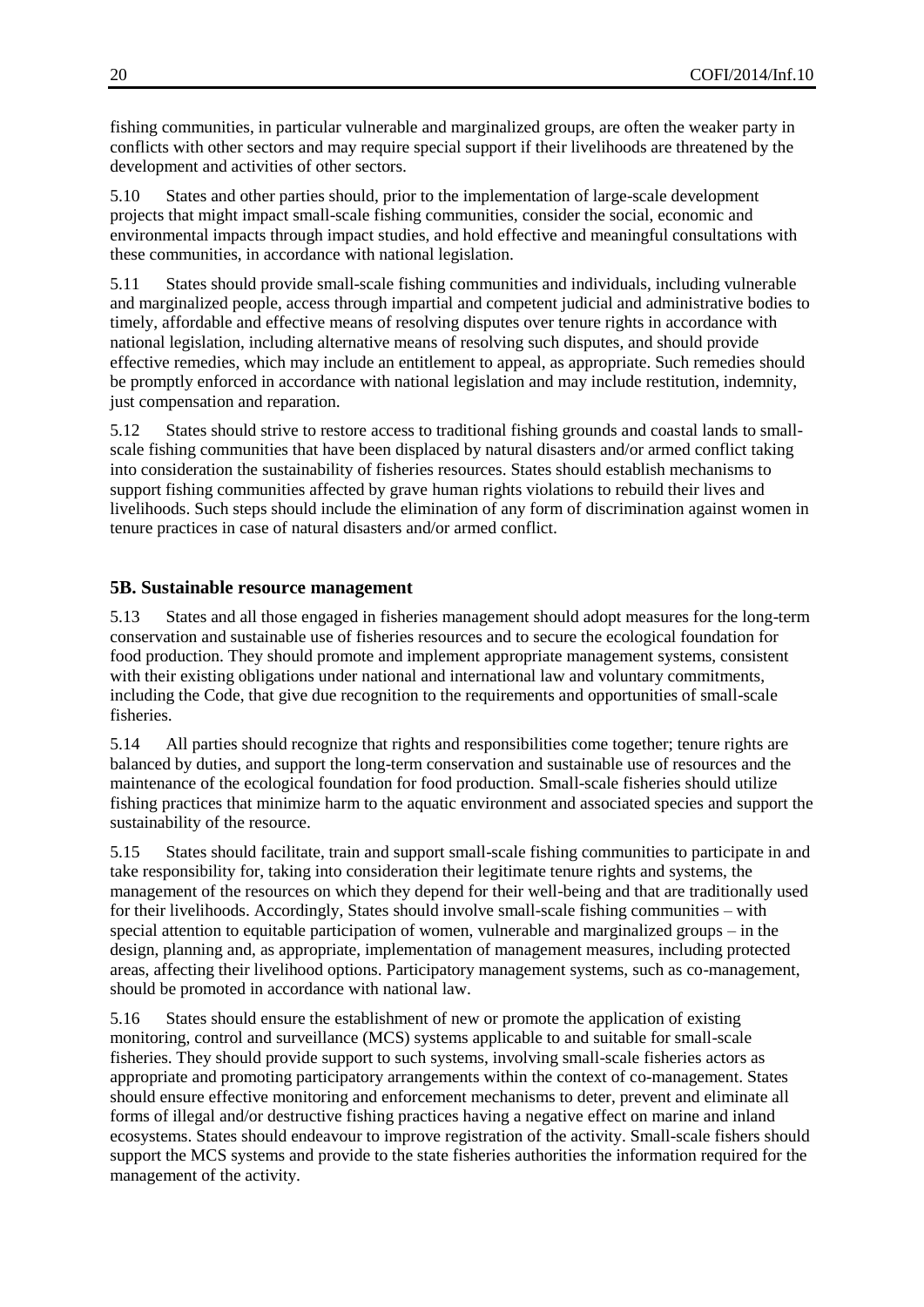fishing communities, in particular vulnerable and marginalized groups, are often the weaker party in conflicts with other sectors and may require special support if their livelihoods are threatened by the development and activities of other sectors.

5.10 States and other parties should, prior to the implementation of large-scale development projects that might impact small-scale fishing communities, consider the social, economic and environmental impacts through impact studies, and hold effective and meaningful consultations with these communities, in accordance with national legislation.

5.11 States should provide small-scale fishing communities and individuals, including vulnerable and marginalized people, access through impartial and competent judicial and administrative bodies to timely, affordable and effective means of resolving disputes over tenure rights in accordance with national legislation, including alternative means of resolving such disputes, and should provide effective remedies, which may include an entitlement to appeal, as appropriate. Such remedies should be promptly enforced in accordance with national legislation and may include restitution, indemnity, just compensation and reparation.

5.12 States should strive to restore access to traditional fishing grounds and coastal lands to small-scale fishing communities that have been displaced by natural disasters and/or armed conflict taking into consideration the sustainability of fisheries resources. States should establish mechanisms to support fishing communities affected by grave human rights violations to rebuild their lives and livelihoods. Such steps should include the elimination of any form of discrimination against women in tenure practices in case of natural disasters and/or armed conflict.

## 5B. Sustainable resource management

5.13 States and all those engaged in fisheries management should adopt measures for the long-term conservation and sustainable use of fisheries resources and to secure the ecological foundation for food production. They should promote and implement appropriate management systems, consistent with their existing obligations under national and international law and voluntary commitments, including the Code, that give due recognition to the requirements and opportunities of small-scale fisheries.

5.14 All parties should recognize that rights and responsibilities come together; tenure rights are balanced by duties, and support the long-term conservation and sustainable use of resources and the maintenance of the ecological foundation for food production. Small-scale fisheries should utilize fishing practices that minimize harm to the aquatic environment and associated species and support the sustainability of the resource.

5.15 States should facilitate, train and support small-scale fishing communities to participate in and take responsibility for, taking into consideration their legitimate tenure rights and systems, the management of the resources on which they depend for their well-being and that are traditionally used for their livelihoods. Accordingly, States should involve small-scale fishing communities – with special attention to equitable participation of women, vulnerable and marginalized groups – in the design, planning and, as appropriate, implementation of management measures, including protected areas, affecting their livelihood options. Participatory management systems, such as co-management, should be promoted in accordance with national law.

5.16 States should ensure the establishment of new or promote the application of existing monitoring, control and surveillance (MCS) systems applicable to and suitable for small-scale fisheries. They should provide support to such systems, involving small-scale fisheries actors as appropriate and promoting participatory arrangements within the context of co-management. States should ensure effective monitoring and enforcement mechanisms to deter, prevent and eliminate all forms of illegal and/or destructive fishing practices having a negative effect on marine and inland ecosystems. States should endeavour to improve registration of the activity. Small-scale fishers should support the MCS systems and provide to the state fisheries authorities the information required for the management of the activity.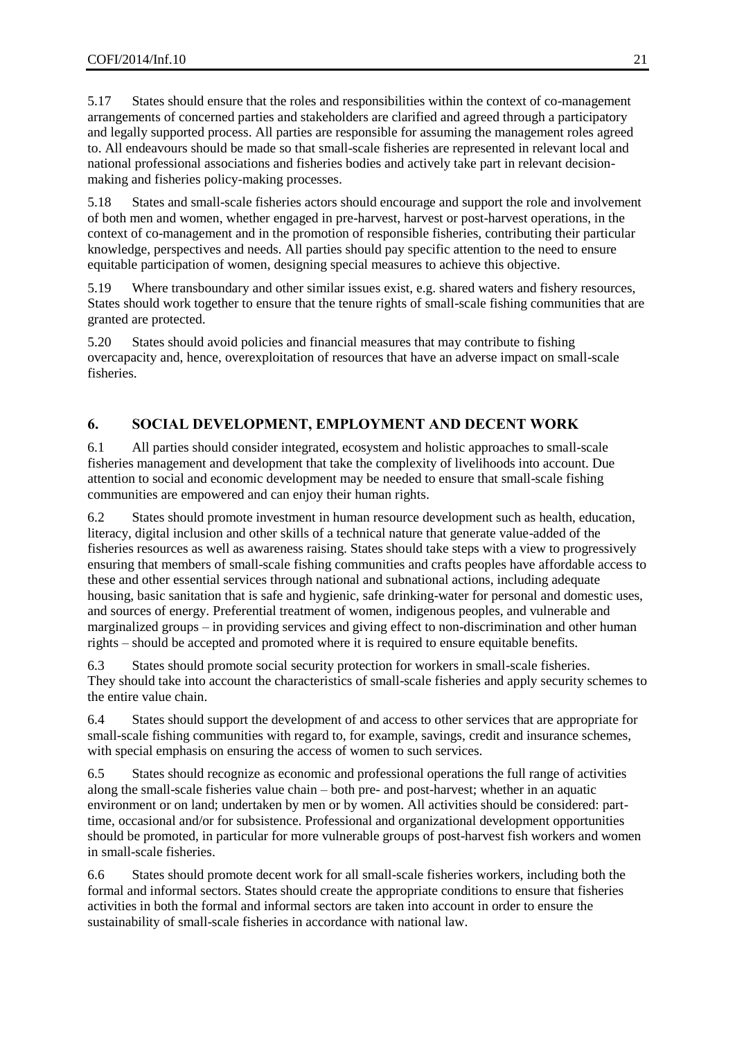5.17 States should ensure that the roles and responsibilities within the context of co-management arrangements of concerned parties and stakeholders are clarified and agreed through a participatory and legally supported process. All parties are responsible for assuming the management roles agreed to. All endeavours should be made so that small-scale fisheries are represented in relevant local and national professional associations and fisheries bodies and actively take part in relevant decision-making and fisheries policy-making processes.

5.18 States and small-scale fisheries actors should encourage and support the role and involvement of both men and women, whether engaged in pre-harvest, harvest or post-harvest operations, in the context of co-management and in the promotion of responsible fisheries, contributing their particular knowledge, perspectives and needs. All parties should pay specific attention to the need to ensure equitable participation of women, designing special measures to achieve this objective.

5.19 Where transboundary and other similar issues exist, e.g. shared waters and fishery resources, States should work together to ensure that the tenure rights of small-scale fishing communities that are granted are protected.

5.20 States should avoid policies and financial measures that may contribute to fishing overcapacity and, hence, overexploitation of resources that have an adverse impact on small-scale fisheries.

## 6. SOCIAL DEVELOPMENT, EMPLOYMENT AND DECENT WORK

6.1 All parties should consider integrated, ecosystem and holistic approaches to small-scale fisheries management and development that take the complexity of livelihoods into account. Due attention to social and economic development may be needed to ensure that small-scale fishing communities are empowered and can enjoy their human rights.

6.2 States should promote investment in human resource development such as health, education, literacy, digital inclusion and other skills of a technical nature that generate value-added of the fisheries resources as well as awareness raising. States should take steps with a view to progressively ensuring that members of small-scale fishing communities and crafts peoples have affordable access to these and other essential services through national and subnational actions, including adequate housing, basic sanitation that is safe and hygienic, safe drinking-water for personal and domestic uses, and sources of energy. Preferential treatment of women, indigenous peoples, and vulnerable and marginalized groups – in providing services and giving effect to non-discrimination and other human rights – should be accepted and promoted where it is required to ensure equitable benefits.

6.3 States should promote social security protection for workers in small-scale fisheries. They should take into account the characteristics of small-scale fisheries and apply security schemes to the entire value chain.

6.4 States should support the development of and access to other services that are appropriate for small-scale fishing communities with regard to, for example, savings, credit and insurance schemes, with special emphasis on ensuring the access of women to such services.

6.5 States should recognize as economic and professional operations the full range of activities along the small-scale fisheries value chain – both pre- and post-harvest; whether in an aquatic environment or on land; undertaken by men or by women. All activities should be considered: part-time, occasional and/or for subsistence. Professional and organizational development opportunities should be promoted, in particular for more vulnerable groups of post-harvest fish workers and women in small-scale fisheries.

6.6 States should promote decent work for all small-scale fisheries workers, including both the formal and informal sectors. States should create the appropriate conditions to ensure that fisheries activities in both the formal and informal sectors are taken into account in order to ensure the sustainability of small-scale fisheries in accordance with national law.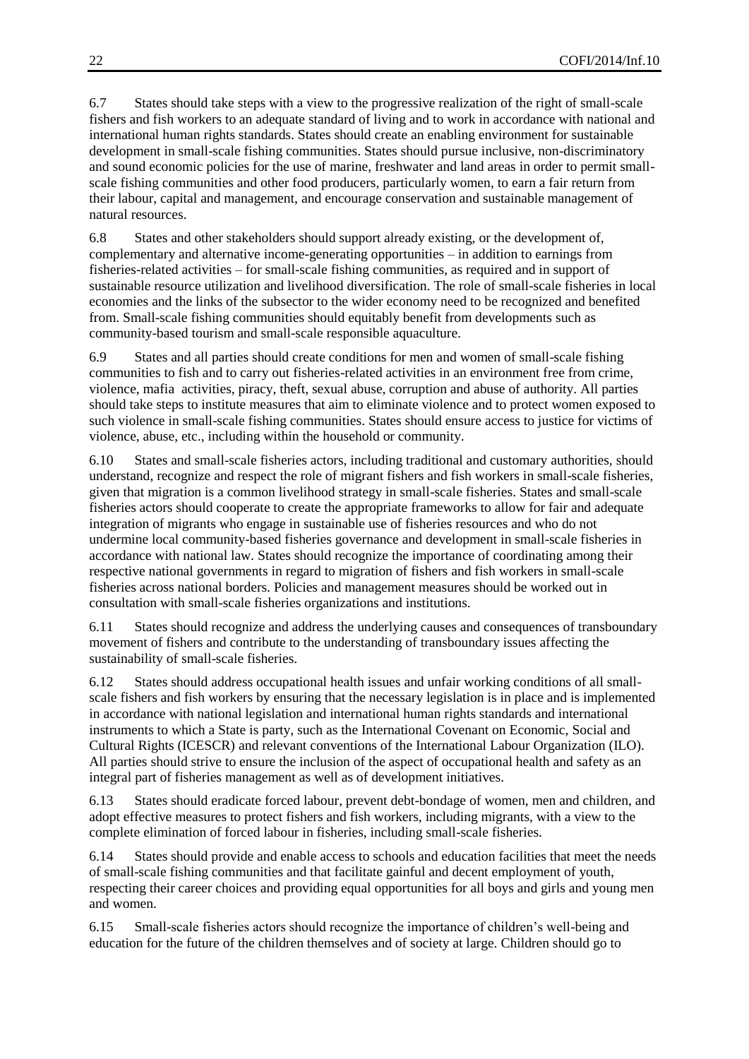6.7 States should take steps with a view to the progressive realization of the right of small-scale fishers and fish workers to an adequate standard of living and to work in accordance with national and international human rights standards. States should create an enabling environment for sustainable development in small-scale fishing communities. States should pursue inclusive, non-discriminatory and sound economic policies for the use of marine, freshwater and land areas in order to permit small-scale fishing communities and other food producers, particularly women, to earn a fair return from their labour, capital and management, and encourage conservation and sustainable management of natural resources.

6.8 States and other stakeholders should support already existing, or the development of, complementary and alternative income-generating opportunities – in addition to earnings from fisheries-related activities – for small-scale fishing communities, as required and in support of sustainable resource utilization and livelihood diversification. The role of small-scale fisheries in local economies and the links of the subsector to the wider economy need to be recognized and benefited from. Small-scale fishing communities should equitably benefit from developments such as community-based tourism and small-scale responsible aquaculture.

6.9 States and all parties should create conditions for men and women of small-scale fishing communities to fish and to carry out fisheries-related activities in an environment free from crime, violence, mafia activities, piracy, theft, sexual abuse, corruption and abuse of authority. All parties should take steps to institute measures that aim to eliminate violence and to protect women exposed to such violence in small-scale fishing communities. States should ensure access to justice for victims of violence, abuse, etc., including within the household or community.

6.10 States and small-scale fisheries actors, including traditional and customary authorities, should understand, recognize and respect the role of migrant fishers and fish workers in small-scale fisheries, given that migration is a common livelihood strategy in small-scale fisheries. States and small-scale fisheries actors should cooperate to create the appropriate frameworks to allow for fair and adequate integration of migrants who engage in sustainable use of fisheries resources and who do not undermine local community-based fisheries governance and development in small-scale fisheries in accordance with national law. States should recognize the importance of coordinating among their respective national governments in regard to migration of fishers and fish workers in small-scale fisheries across national borders. Policies and management measures should be worked out in consultation with small-scale fisheries organizations and institutions.

6.11 States should recognize and address the underlying causes and consequences of transboundary movement of fishers and contribute to the understanding of transboundary issues affecting the sustainability of small-scale fisheries.

6.12 States should address occupational health issues and unfair working conditions of all small-scale fishers and fish workers by ensuring that the necessary legislation is in place and is implemented in accordance with national legislation and international human rights standards and international instruments to which a State is party, such as the International Covenant on Economic, Social and Cultural Rights (ICESCR) and relevant conventions of the International Labour Organization (ILO). All parties should strive to ensure the inclusion of the aspect of occupational health and safety as an integral part of fisheries management as well as of development initiatives.

6.13 States should eradicate forced labour, prevent debt-bondage of women, men and children, and adopt effective measures to protect fishers and fish workers, including migrants, with a view to the complete elimination of forced labour in fisheries, including small-scale fisheries.

6.14 States should provide and enable access to schools and education facilities that meet the needs of small-scale fishing communities and that facilitate gainful and decent employment of youth, respecting their career choices and providing equal opportunities for all boys and girls and young men and women.

6.15 Small-scale fisheries actors should recognize the importance of children's well-being and education for the future of the children themselves and of society at large. Children should go to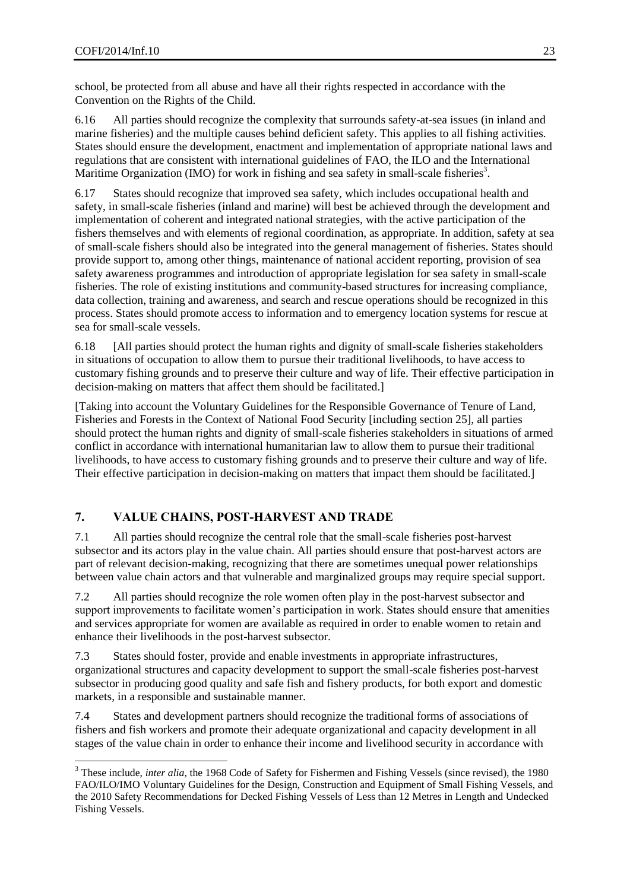school, be protected from all abuse and have all their rights respected in accordance with the Convention on the Rights of the Child.

6.16 All parties should recognize the complexity that surrounds safety-at-sea issues (in inland and marine fisheries) and the multiple causes behind deficient safety. This applies to all fishing activities. States should ensure the development, enactment and implementation of appropriate national laws and regulations that are consistent with international guidelines of FAO, the ILO and the International Maritime Organization (IMO) for work in fishing and sea safety in small-scale fisheries[3].

6.17 States should recognize that improved sea safety, which includes occupational health and safety, in small-scale fisheries (inland and marine) will best be achieved through the development and implementation of coherent and integrated national strategies, with the active participation of the fishers themselves and with elements of regional coordination, as appropriate. In addition, safety at sea of small-scale fishers should also be integrated into the general management of fisheries. States should provide support to, among other things, maintenance of national accident reporting, provision of sea safety awareness programmes and introduction of appropriate legislation for sea safety in small-scale fisheries. The role of existing institutions and community-based structures for increasing compliance, data collection, training and awareness, and search and rescue operations should be recognized in this process. States should promote access to information and to emergency location systems for rescue at sea for small-scale vessels.

6.18 [All parties should protect the human rights and dignity of small-scale fisheries stakeholders in situations of occupation to allow them to pursue their traditional livelihoods, to have access to customary fishing grounds and to preserve their culture and way of life. Their effective participation in decision-making on matters that affect them should be facilitated.]

[Taking into account the Voluntary Guidelines for the Responsible Governance of Tenure of Land, Fisheries and Forests in the Context of National Food Security [including section 25], all parties should protect the human rights and dignity of small-scale fisheries stakeholders in situations of armed conflict in accordance with international humanitarian law to allow them to pursue their traditional livelihoods, to have access to customary fishing grounds and to preserve their culture and way of life. Their effective participation in decision-making on matters that impact them should be facilitated.]

## 7. VALUE CHAINS, POST-HARVEST AND TRADE

7.1 All parties should recognize the central role that the small-scale fisheries post-harvest subsector and its actors play in the value chain. All parties should ensure that post-harvest actors are part of relevant decision-making, recognizing that there are sometimes unequal power relationships between value chain actors and that vulnerable and marginalized groups may require special support.

7.2 All parties should recognize the role women often play in the post-harvest subsector and support improvements to facilitate women's participation in work. States should ensure that amenities and services appropriate for women are available as required in order to enable women to retain and enhance their livelihoods in the post-harvest subsector.

7.3 States should foster, provide and enable investments in appropriate infrastructures, organizational structures and capacity development to support the small-scale fisheries post-harvest subsector in producing good quality and safe fish and fishery products, for both export and domestic markets, in a responsible and sustainable manner.

7.4 States and development partners should recognize the traditional forms of associations of fishers and fish workers and promote their adequate organizational and capacity development in all stages of the value chain in order to enhance their income and livelihood security in accordance with

---

[3] These include, *inter alia*, the 1968 Code of Safety for Fishermen and Fishing Vessels (since revised), the 1980 FAO/ILO/IMO Voluntary Guidelines for the Design, Construction and Equipment of Small Fishing Vessels, and the 2010 Safety Recommendations for Decked Fishing Vessels of Less than 12 Metres in Length and Undecked Fishing Vessels.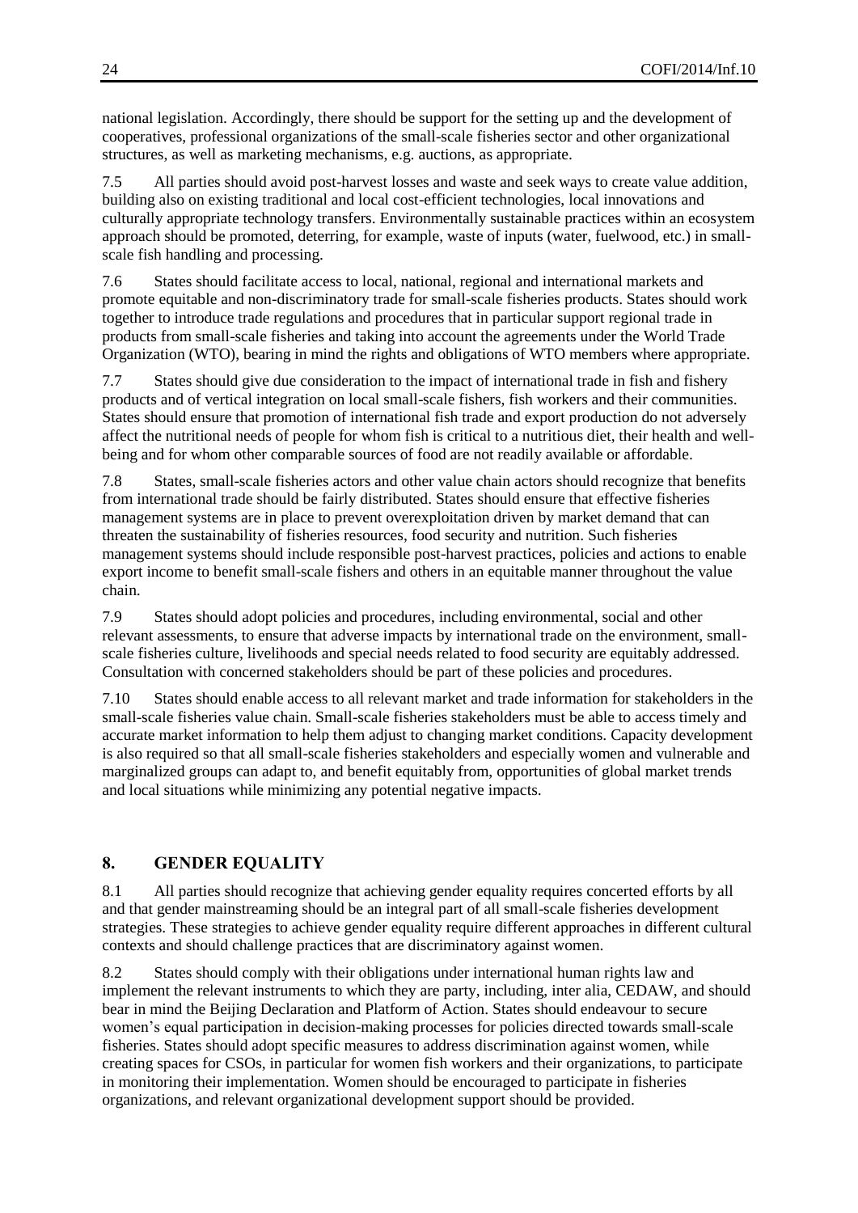national legislation. Accordingly, there should be support for the setting up and the development of cooperatives, professional organizations of the small-scale fisheries sector and other organizational structures, as well as marketing mechanisms, e.g. auctions, as appropriate.

7.5 All parties should avoid post-harvest losses and waste and seek ways to create value addition, building also on existing traditional and local cost-efficient technologies, local innovations and culturally appropriate technology transfers. Environmentally sustainable practices within an ecosystem approach should be promoted, deterring, for example, waste of inputs (water, fuelwood, etc.) in small-scale fish handling and processing.

7.6 States should facilitate access to local, national, regional and international markets and promote equitable and non-discriminatory trade for small-scale fisheries products. States should work together to introduce trade regulations and procedures that in particular support regional trade in products from small-scale fisheries and taking into account the agreements under the World Trade Organization (WTO), bearing in mind the rights and obligations of WTO members where appropriate.

7.7 States should give due consideration to the impact of international trade in fish and fishery products and of vertical integration on local small-scale fishers, fish workers and their communities. States should ensure that promotion of international fish trade and export production do not adversely affect the nutritional needs of people for whom fish is critical to a nutritious diet, their health and well-being and for whom other comparable sources of food are not readily available or affordable.

7.8 States, small-scale fisheries actors and other value chain actors should recognize that benefits from international trade should be fairly distributed. States should ensure that effective fisheries management systems are in place to prevent overexploitation driven by market demand that can threaten the sustainability of fisheries resources, food security and nutrition. Such fisheries management systems should include responsible post-harvest practices, policies and actions to enable export income to benefit small-scale fishers and others in an equitable manner throughout the value chain.

7.9 States should adopt policies and procedures, including environmental, social and other relevant assessments, to ensure that adverse impacts by international trade on the environment, small-scale fisheries culture, livelihoods and special needs related to food security are equitably addressed. Consultation with concerned stakeholders should be part of these policies and procedures.

7.10 States should enable access to all relevant market and trade information for stakeholders in the small-scale fisheries value chain. Small-scale fisheries stakeholders must be able to access timely and accurate market information to help them adjust to changing market conditions. Capacity development is also required so that all small-scale fisheries stakeholders and especially women and vulnerable and marginalized groups can adapt to, and benefit equitably from, opportunities of global market trends and local situations while minimizing any potential negative impacts.

## 8. GENDER EQUALITY

8.1 All parties should recognize that achieving gender equality requires concerted efforts by all and that gender mainstreaming should be an integral part of all small-scale fisheries development strategies. These strategies to achieve gender equality require different approaches in different cultural contexts and should challenge practices that are discriminatory against women.

8.2 States should comply with their obligations under international human rights law and implement the relevant instruments to which they are party, including, inter alia, CEDAW, and should bear in mind the Beijing Declaration and Platform of Action. States should endeavour to secure women's equal participation in decision-making processes for policies directed towards small-scale fisheries. States should adopt specific measures to address discrimination against women, while creating spaces for CSOs, in particular for women fish workers and their organizations, to participate in monitoring their implementation. Women should be encouraged to participate in fisheries organizations, and relevant organizational development support should be provided.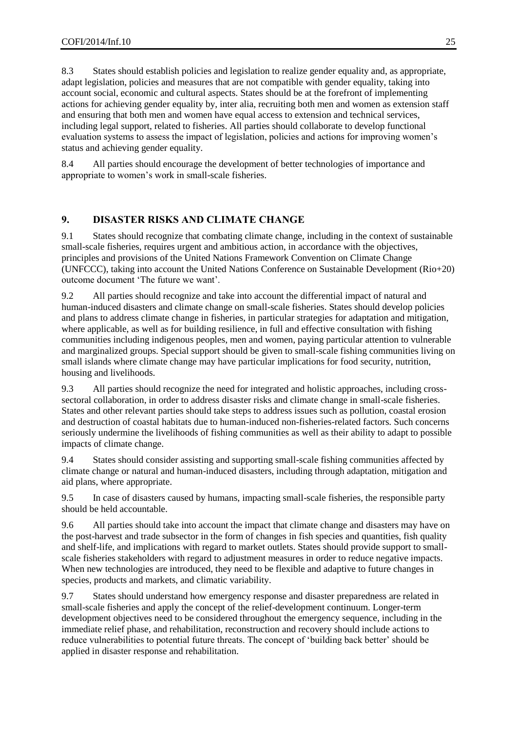8.3 States should establish policies and legislation to realize gender equality and, as appropriate, adapt legislation, policies and measures that are not compatible with gender equality, taking into account social, economic and cultural aspects. States should be at the forefront of implementing actions for achieving gender equality by, inter alia, recruiting both men and women as extension staff and ensuring that both men and women have equal access to extension and technical services, including legal support, related to fisheries. All parties should collaborate to develop functional evaluation systems to assess the impact of legislation, policies and actions for improving women's status and achieving gender equality.

8.4 All parties should encourage the development of better technologies of importance and appropriate to women's work in small-scale fisheries.

## 9. DISASTER RISKS AND CLIMATE CHANGE

9.1 States should recognize that combating climate change, including in the context of sustainable small-scale fisheries, requires urgent and ambitious action, in accordance with the objectives, principles and provisions of the United Nations Framework Convention on Climate Change (UNFCCC), taking into account the United Nations Conference on Sustainable Development (Rio+20) outcome document 'The future we want'.

9.2 All parties should recognize and take into account the differential impact of natural and human-induced disasters and climate change on small-scale fisheries. States should develop policies and plans to address climate change in fisheries, in particular strategies for adaptation and mitigation, where applicable, as well as for building resilience, in full and effective consultation with fishing communities including indigenous peoples, men and women, paying particular attention to vulnerable and marginalized groups. Special support should be given to small-scale fishing communities living on small islands where climate change may have particular implications for food security, nutrition, housing and livelihoods.

9.3 All parties should recognize the need for integrated and holistic approaches, including cross-sectoral collaboration, in order to address disaster risks and climate change in small-scale fisheries. States and other relevant parties should take steps to address issues such as pollution, coastal erosion and destruction of coastal habitats due to human-induced non-fisheries-related factors. Such concerns seriously undermine the livelihoods of fishing communities as well as their ability to adapt to possible impacts of climate change.

9.4 States should consider assisting and supporting small-scale fishing communities affected by climate change or natural and human-induced disasters, including through adaptation, mitigation and aid plans, where appropriate.

9.5 In case of disasters caused by humans, impacting small-scale fisheries, the responsible party should be held accountable.

9.6 All parties should take into account the impact that climate change and disasters may have on the post-harvest and trade subsector in the form of changes in fish species and quantities, fish quality and shelf-life, and implications with regard to market outlets. States should provide support to small-scale fisheries stakeholders with regard to adjustment measures in order to reduce negative impacts. When new technologies are introduced, they need to be flexible and adaptive to future changes in species, products and markets, and climatic variability.

9.7 States should understand how emergency response and disaster preparedness are related in small-scale fisheries and apply the concept of the relief-development continuum. Longer-term development objectives need to be considered throughout the emergency sequence, including in the immediate relief phase, and rehabilitation, reconstruction and recovery should include actions to reduce vulnerabilities to potential future threats. The concept of 'building back better' should be applied in disaster response and rehabilitation.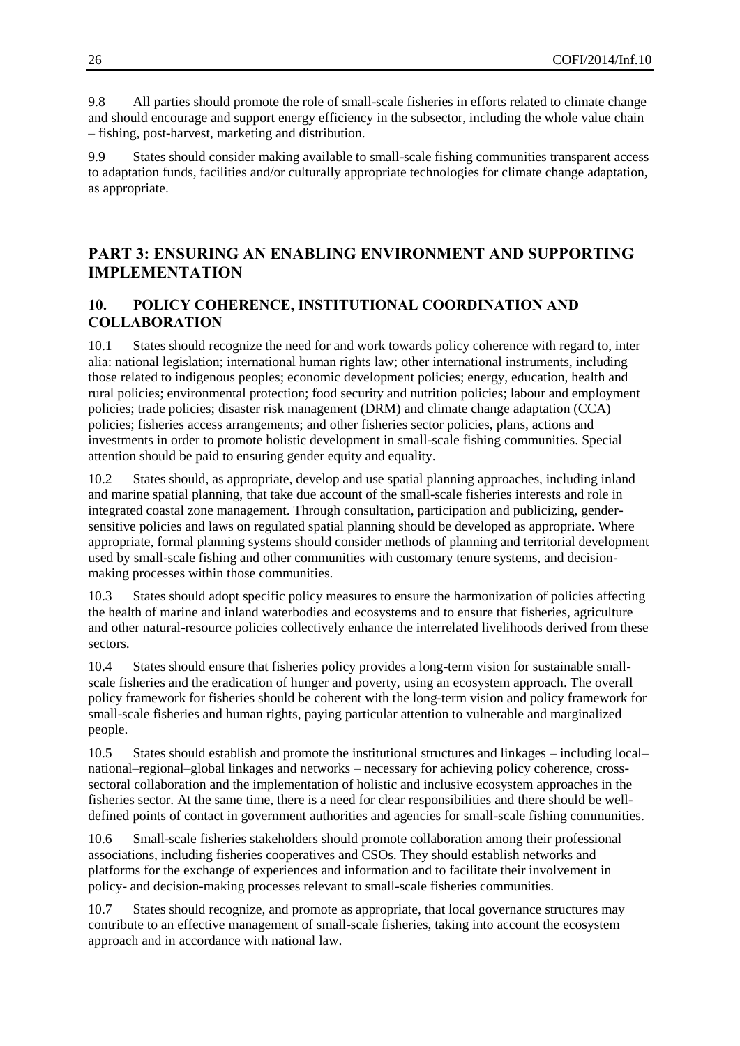9.8 All parties should promote the role of small-scale fisheries in efforts related to climate change and should encourage and support energy efficiency in the subsector, including the whole value chain – fishing, post-harvest, marketing and distribution.

9.9 States should consider making available to small-scale fishing communities transparent access to adaptation funds, facilities and/or culturally appropriate technologies for climate change adaptation, as appropriate.

# PART 3: ENSURING AN ENABLING ENVIRONMENT AND SUPPORTING IMPLEMENTATION

## 10. POLICY COHERENCE, INSTITUTIONAL COORDINATION AND COLLABORATION

10.1 States should recognize the need for and work towards policy coherence with regard to, inter alia: national legislation; international human rights law; other international instruments, including those related to indigenous peoples; economic development policies; energy, education, health and rural policies; environmental protection; food security and nutrition policies; labour and employment policies; trade policies; disaster risk management (DRM) and climate change adaptation (CCA) policies; fisheries access arrangements; and other fisheries sector policies, plans, actions and investments in order to promote holistic development in small-scale fishing communities. Special attention should be paid to ensuring gender equity and equality.

10.2 States should, as appropriate, develop and use spatial planning approaches, including inland and marine spatial planning, that take due account of the small-scale fisheries interests and role in integrated coastal zone management. Through consultation, participation and publicizing, gender-sensitive policies and laws on regulated spatial planning should be developed as appropriate. Where appropriate, formal planning systems should consider methods of planning and territorial development used by small-scale fishing and other communities with customary tenure systems, and decision-making processes within those communities.

10.3 States should adopt specific policy measures to ensure the harmonization of policies affecting the health of marine and inland waterbodies and ecosystems and to ensure that fisheries, agriculture and other natural-resource policies collectively enhance the interrelated livelihoods derived from these sectors.

10.4 States should ensure that fisheries policy provides a long-term vision for sustainable small-scale fisheries and the eradication of hunger and poverty, using an ecosystem approach. The overall policy framework for fisheries should be coherent with the long-term vision and policy framework for small-scale fisheries and human rights, paying particular attention to vulnerable and marginalized people.

10.5 States should establish and promote the institutional structures and linkages – including local–national–regional–global linkages and networks – necessary for achieving policy coherence, cross-sectoral collaboration and the implementation of holistic and inclusive ecosystem approaches in the fisheries sector. At the same time, there is a need for clear responsibilities and there should be well-defined points of contact in government authorities and agencies for small-scale fishing communities.

10.6 Small-scale fisheries stakeholders should promote collaboration among their professional associations, including fisheries cooperatives and CSOs. They should establish networks and platforms for the exchange of experiences and information and to facilitate their involvement in policy- and decision-making processes relevant to small-scale fisheries communities.

10.7 States should recognize, and promote as appropriate, that local governance structures may contribute to an effective management of small-scale fisheries, taking into account the ecosystem approach and in accordance with national law.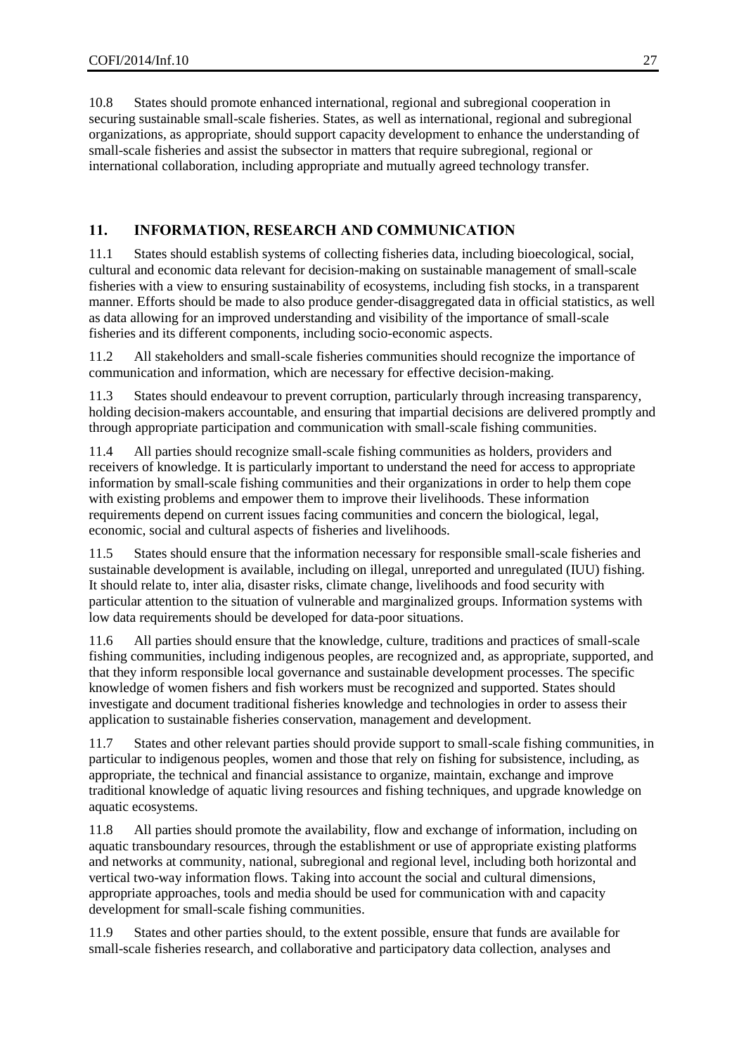10.8 States should promote enhanced international, regional and subregional cooperation in securing sustainable small-scale fisheries. States, as well as international, regional and subregional organizations, as appropriate, should support capacity development to enhance the understanding of small-scale fisheries and assist the subsector in matters that require subregional, regional or international collaboration, including appropriate and mutually agreed technology transfer.

## 11. INFORMATION, RESEARCH AND COMMUNICATION

11.1 States should establish systems of collecting fisheries data, including bioecological, social, cultural and economic data relevant for decision-making on sustainable management of small-scale fisheries with a view to ensuring sustainability of ecosystems, including fish stocks, in a transparent manner. Efforts should be made to also produce gender-disaggregated data in official statistics, as well as data allowing for an improved understanding and visibility of the importance of small-scale fisheries and its different components, including socio-economic aspects.

11.2 All stakeholders and small-scale fisheries communities should recognize the importance of communication and information, which are necessary for effective decision-making.

11.3 States should endeavour to prevent corruption, particularly through increasing transparency, holding decision-makers accountable, and ensuring that impartial decisions are delivered promptly and through appropriate participation and communication with small-scale fishing communities.

11.4 All parties should recognize small-scale fishing communities as holders, providers and receivers of knowledge. It is particularly important to understand the need for access to appropriate information by small-scale fishing communities and their organizations in order to help them cope with existing problems and empower them to improve their livelihoods. These information requirements depend on current issues facing communities and concern the biological, legal, economic, social and cultural aspects of fisheries and livelihoods.

11.5 States should ensure that the information necessary for responsible small-scale fisheries and sustainable development is available, including on illegal, unreported and unregulated (IUU) fishing. It should relate to, inter alia, disaster risks, climate change, livelihoods and food security with particular attention to the situation of vulnerable and marginalized groups. Information systems with low data requirements should be developed for data-poor situations.

11.6 All parties should ensure that the knowledge, culture, traditions and practices of small-scale fishing communities, including indigenous peoples, are recognized and, as appropriate, supported, and that they inform responsible local governance and sustainable development processes. The specific knowledge of women fishers and fish workers must be recognized and supported. States should investigate and document traditional fisheries knowledge and technologies in order to assess their application to sustainable fisheries conservation, management and development.

11.7 States and other relevant parties should provide support to small-scale fishing communities, in particular to indigenous peoples, women and those that rely on fishing for subsistence, including, as appropriate, the technical and financial assistance to organize, maintain, exchange and improve traditional knowledge of aquatic living resources and fishing techniques, and upgrade knowledge on aquatic ecosystems.

11.8 All parties should promote the availability, flow and exchange of information, including on aquatic transboundary resources, through the establishment or use of appropriate existing platforms and networks at community, national, subregional and regional level, including both horizontal and vertical two-way information flows. Taking into account the social and cultural dimensions, appropriate approaches, tools and media should be used for communication with and capacity development for small-scale fishing communities.

11.9 States and other parties should, to the extent possible, ensure that funds are available for small-scale fisheries research, and collaborative and participatory data collection, analyses and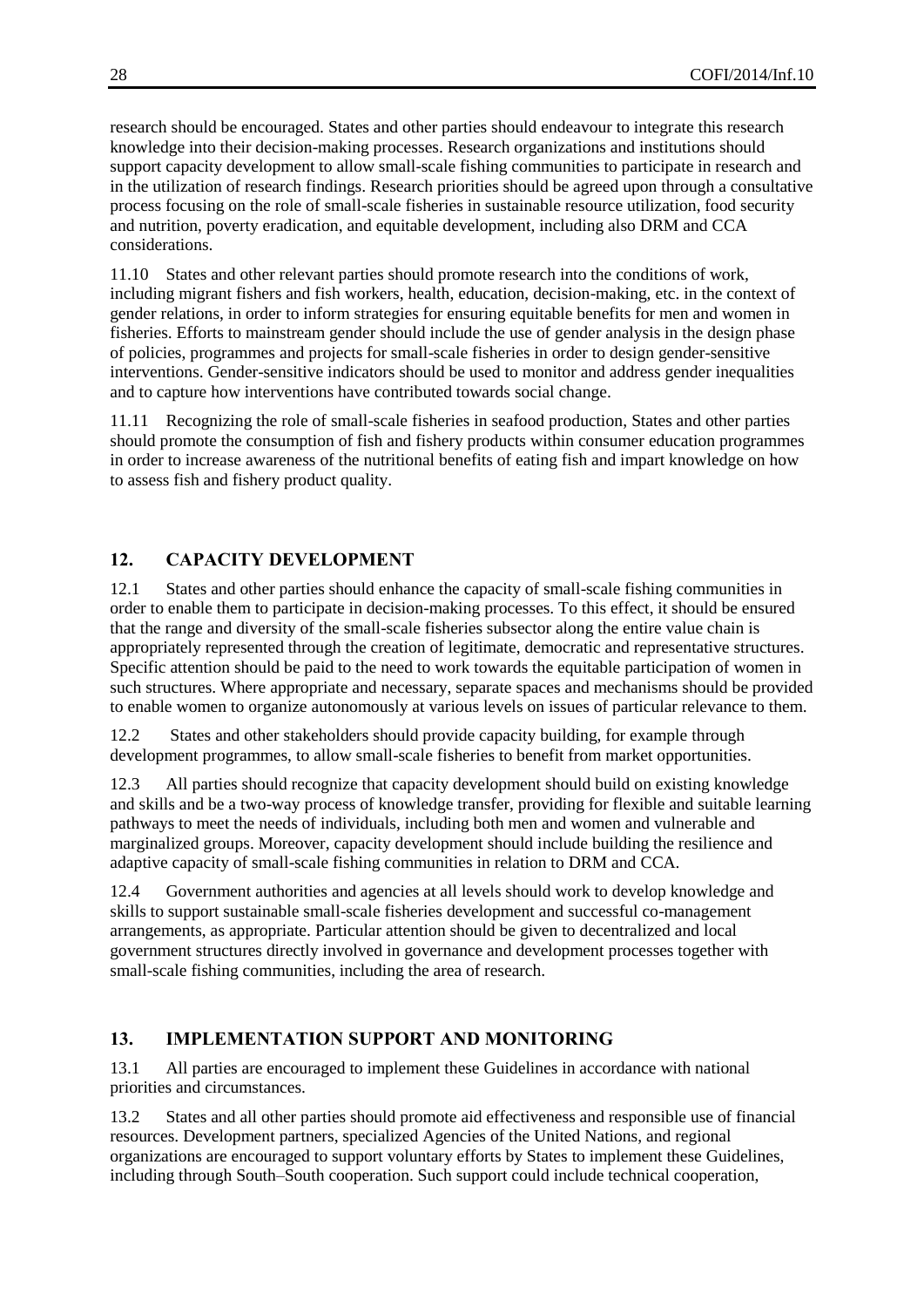research should be encouraged. States and other parties should endeavour to integrate this research knowledge into their decision-making processes. Research organizations and institutions should support capacity development to allow small-scale fishing communities to participate in research and in the utilization of research findings. Research priorities should be agreed upon through a consultative process focusing on the role of small-scale fisheries in sustainable resource utilization, food security and nutrition, poverty eradication, and equitable development, including also DRM and CCA considerations.

11.10 States and other relevant parties should promote research into the conditions of work, including migrant fishers and fish workers, health, education, decision-making, etc. in the context of gender relations, in order to inform strategies for ensuring equitable benefits for men and women in fisheries. Efforts to mainstream gender should include the use of gender analysis in the design phase of policies, programmes and projects for small-scale fisheries in order to design gender-sensitive interventions. Gender-sensitive indicators should be used to monitor and address gender inequalities and to capture how interventions have contributed towards social change.

11.11 Recognizing the role of small-scale fisheries in seafood production, States and other parties should promote the consumption of fish and fishery products within consumer education programmes in order to increase awareness of the nutritional benefits of eating fish and impart knowledge on how to assess fish and fishery product quality.

## 12. CAPACITY DEVELOPMENT

12.1 States and other parties should enhance the capacity of small-scale fishing communities in order to enable them to participate in decision-making processes. To this effect, it should be ensured that the range and diversity of the small-scale fisheries subsector along the entire value chain is appropriately represented through the creation of legitimate, democratic and representative structures. Specific attention should be paid to the need to work towards the equitable participation of women in such structures. Where appropriate and necessary, separate spaces and mechanisms should be provided to enable women to organize autonomously at various levels on issues of particular relevance to them.

12.2 States and other stakeholders should provide capacity building, for example through development programmes, to allow small-scale fisheries to benefit from market opportunities.

12.3 All parties should recognize that capacity development should build on existing knowledge and skills and be a two-way process of knowledge transfer, providing for flexible and suitable learning pathways to meet the needs of individuals, including both men and women and vulnerable and marginalized groups. Moreover, capacity development should include building the resilience and adaptive capacity of small-scale fishing communities in relation to DRM and CCA.

12.4 Government authorities and agencies at all levels should work to develop knowledge and skills to support sustainable small-scale fisheries development and successful co-management arrangements, as appropriate. Particular attention should be given to decentralized and local government structures directly involved in governance and development processes together with small-scale fishing communities, including the area of research.

## 13. IMPLEMENTATION SUPPORT AND MONITORING

13.1 All parties are encouraged to implement these Guidelines in accordance with national priorities and circumstances.

13.2 States and all other parties should promote aid effectiveness and responsible use of financial resources. Development partners, specialized Agencies of the United Nations, and regional organizations are encouraged to support voluntary efforts by States to implement these Guidelines, including through South–South cooperation. Such support could include technical cooperation,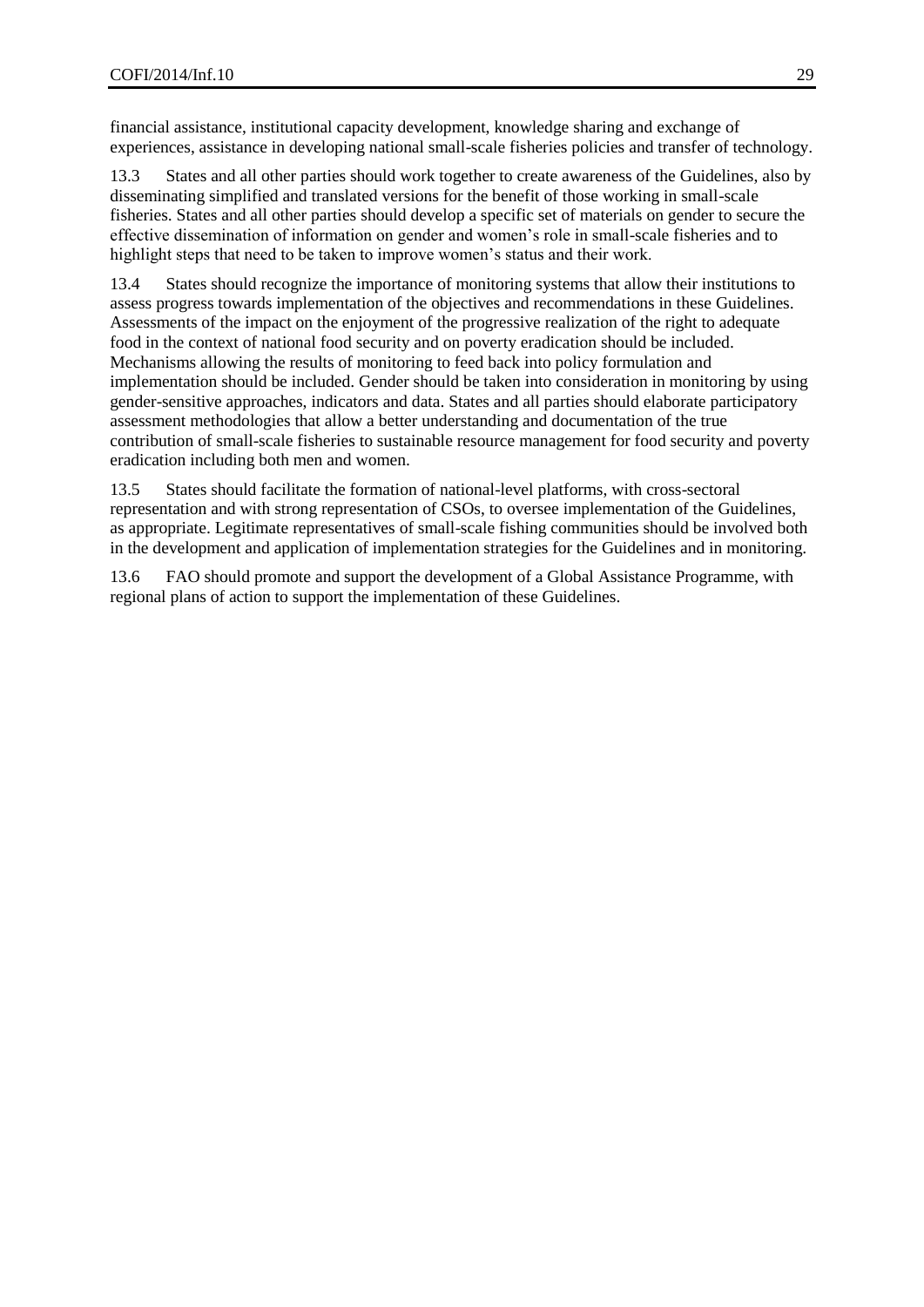financial assistance, institutional capacity development, knowledge sharing and exchange of experiences, assistance in developing national small-scale fisheries policies and transfer of technology.

13.3 States and all other parties should work together to create awareness of the Guidelines, also by disseminating simplified and translated versions for the benefit of those working in small-scale fisheries. States and all other parties should develop a specific set of materials on gender to secure the effective dissemination of information on gender and women's role in small-scale fisheries and to highlight steps that need to be taken to improve women's status and their work.

13.4 States should recognize the importance of monitoring systems that allow their institutions to assess progress towards implementation of the objectives and recommendations in these Guidelines. Assessments of the impact on the enjoyment of the progressive realization of the right to adequate food in the context of national food security and on poverty eradication should be included. Mechanisms allowing the results of monitoring to feed back into policy formulation and implementation should be included. Gender should be taken into consideration in monitoring by using gender-sensitive approaches, indicators and data. States and all parties should elaborate participatory assessment methodologies that allow a better understanding and documentation of the true contribution of small-scale fisheries to sustainable resource management for food security and poverty eradication including both men and women.

13.5 States should facilitate the formation of national-level platforms, with cross-sectoral representation and with strong representation of CSOs, to oversee implementation of the Guidelines, as appropriate. Legitimate representatives of small-scale fishing communities should be involved both in the development and application of implementation strategies for the Guidelines and in monitoring.

13.6 FAO should promote and support the development of a Global Assistance Programme, with regional plans of action to support the implementation of these Guidelines.